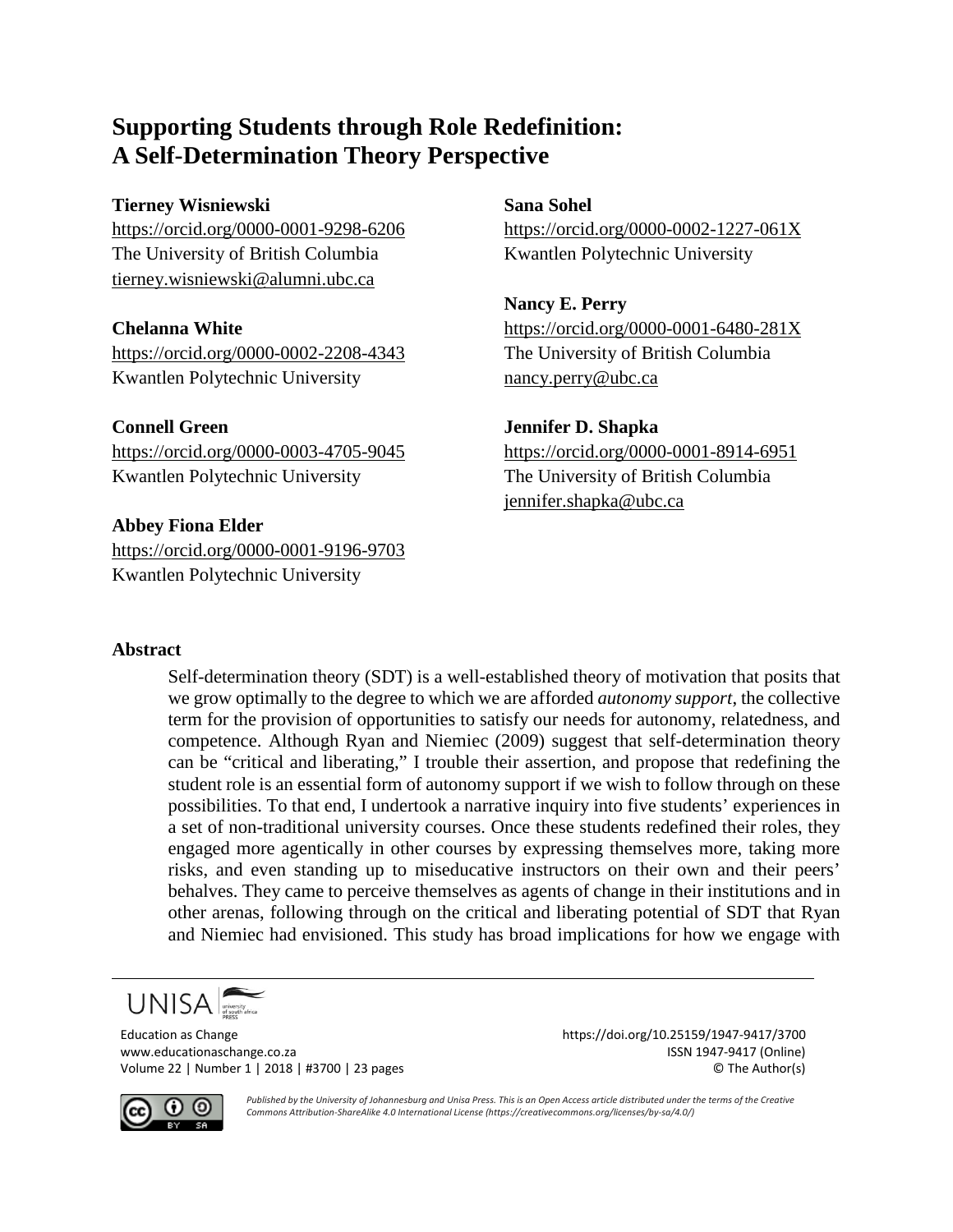# Supporting Students through Role Redefinition: A Self-Determination Theory Perspective

**Tierney Wisniewski**
https://orcid.org/0000-0001-9298-6206
The University of British Columbia
tierney.wisniewski@alumni.ubc.ca

**Chelanna White**
https://orcid.org/0000-0002-2208-4343
Kwantlen Polytechnic University

**Connell Green**
https://orcid.org/0000-0003-4705-9045
Kwantlen Polytechnic University

**Abbey Fiona Elder**
https://orcid.org/0000-0001-9196-9703
Kwantlen Polytechnic University

**Sana Sohel**
https://orcid.org/0000-0002-1227-061X
Kwantlen Polytechnic University

**Nancy E. Perry**
https://orcid.org/0000-0001-6480-281X
The University of British Columbia
nancy.perry@ubc.ca

**Jennifer D. Shapka**
https://orcid.org/0000-0001-8914-6951
The University of British Columbia
jennifer.shapka@ubc.ca

## Abstract

Self-determination theory (SDT) is a well-established theory of motivation that posits that we grow optimally to the degree to which we are afforded *autonomy support*, the collective term for the provision of opportunities to satisfy our needs for autonomy, relatedness, and competence. Although Ryan and Niemiec (2009) suggest that self-determination theory can be "critical and liberating," I trouble their assertion, and propose that redefining the student role is an essential form of autonomy support if we wish to follow through on these possibilities. To that end, I undertook a narrative inquiry into five students' experiences in a set of non-traditional university courses. Once these students redefined their roles, they engaged more agentically in other courses by expressing themselves more, taking more risks, and even standing up to miseducative instructors on their own and their peers' behalves. They came to perceive themselves as agents of change in their institutions and in other arenas, following through on the critical and liberating potential of SDT that Ryan and Niemiec had envisioned. This study has broad implications for how we engage with

Published by the University of Johannesburg and Unisa Press. This is an Open Access article distributed under the terms of the Creative Commons Attribution-ShareAlike 4.0 International License (https://creativecommons.org/licenses/by-sa/4.0/)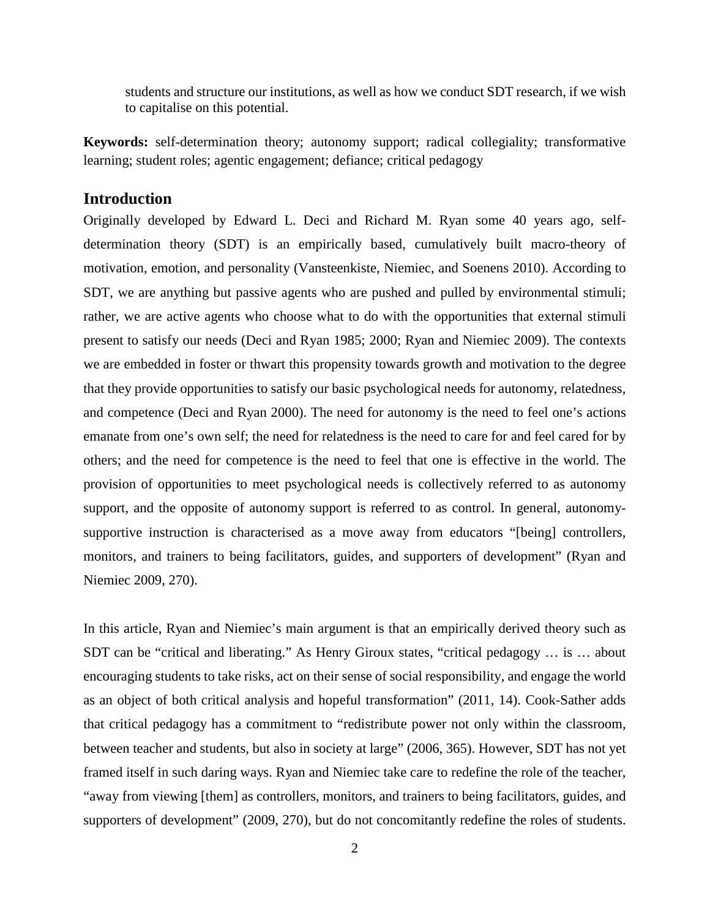students and structure our institutions, as well as how we conduct SDT research, if we wish to capitalise on this potential.

**Keywords:** self-determination theory; autonomy support; radical collegiality; transformative learning; student roles; agentic engagement; defiance; critical pedagogy

## Introduction

Originally developed by Edward L. Deci and Richard M. Ryan some 40 years ago, self-determination theory (SDT) is an empirically based, cumulatively built macro-theory of motivation, emotion, and personality (Vansteenkiste, Niemiec, and Soenens 2010). According to SDT, we are anything but passive agents who are pushed and pulled by environmental stimuli; rather, we are active agents who choose what to do with the opportunities that external stimuli present to satisfy our needs (Deci and Ryan 1985; 2000; Ryan and Niemiec 2009). The contexts we are embedded in foster or thwart this propensity towards growth and motivation to the degree that they provide opportunities to satisfy our basic psychological needs for autonomy, relatedness, and competence (Deci and Ryan 2000). The need for autonomy is the need to feel one's actions emanate from one's own self; the need for relatedness is the need to care for and feel cared for by others; and the need for competence is the need to feel that one is effective in the world. The provision of opportunities to meet psychological needs is collectively referred to as autonomy support, and the opposite of autonomy support is referred to as control. In general, autonomy-supportive instruction is characterised as a move away from educators "[being] controllers, monitors, and trainers to being facilitators, guides, and supporters of development" (Ryan and Niemiec 2009, 270).

In this article, Ryan and Niemiec's main argument is that an empirically derived theory such as SDT can be "critical and liberating." As Henry Giroux states, "critical pedagogy … is … about encouraging students to take risks, act on their sense of social responsibility, and engage the world as an object of both critical analysis and hopeful transformation" (2011, 14). Cook-Sather adds that critical pedagogy has a commitment to "redistribute power not only within the classroom, between teacher and students, but also in society at large" (2006, 365). However, SDT has not yet framed itself in such daring ways. Ryan and Niemiec take care to redefine the role of the teacher, "away from viewing [them] as controllers, monitors, and trainers to being facilitators, guides, and supporters of development" (2009, 270), but do not concomitantly redefine the roles of students.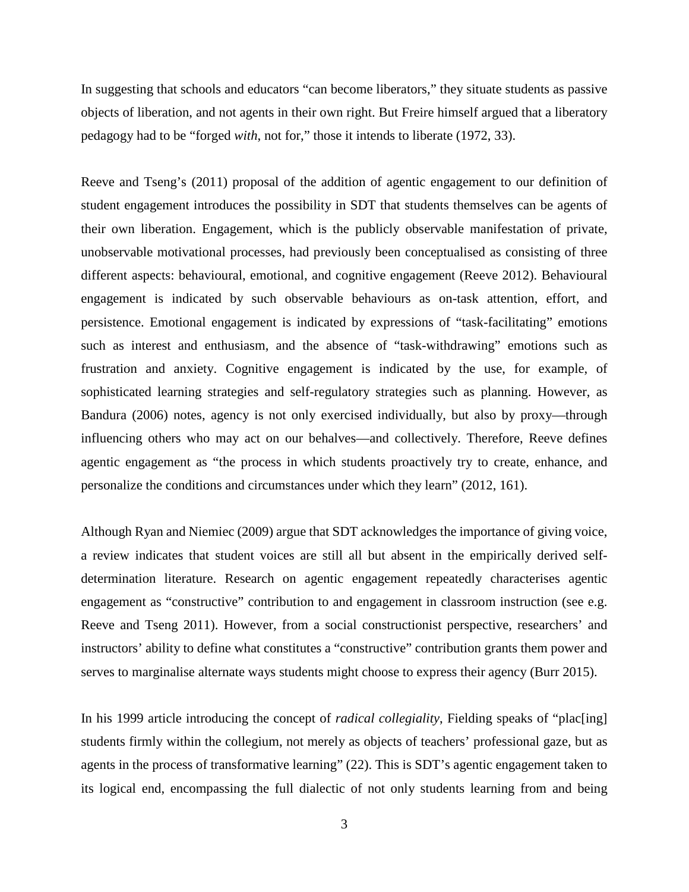In suggesting that schools and educators "can become liberators," they situate students as passive objects of liberation, and not agents in their own right. But Freire himself argued that a liberatory pedagogy had to be "forged *with*, not for," those it intends to liberate (1972, 33).

Reeve and Tseng's (2011) proposal of the addition of agentic engagement to our definition of student engagement introduces the possibility in SDT that students themselves can be agents of their own liberation. Engagement, which is the publicly observable manifestation of private, unobservable motivational processes, had previously been conceptualised as consisting of three different aspects: behavioural, emotional, and cognitive engagement (Reeve 2012). Behavioural engagement is indicated by such observable behaviours as on-task attention, effort, and persistence. Emotional engagement is indicated by expressions of "task-facilitating" emotions such as interest and enthusiasm, and the absence of "task-withdrawing" emotions such as frustration and anxiety. Cognitive engagement is indicated by the use, for example, of sophisticated learning strategies and self-regulatory strategies such as planning. However, as Bandura (2006) notes, agency is not only exercised individually, but also by proxy—through influencing others who may act on our behalves—and collectively. Therefore, Reeve defines agentic engagement as "the process in which students proactively try to create, enhance, and personalize the conditions and circumstances under which they learn" (2012, 161).

Although Ryan and Niemiec (2009) argue that SDT acknowledges the importance of giving voice, a review indicates that student voices are still all but absent in the empirically derived self-determination literature. Research on agentic engagement repeatedly characterises agentic engagement as "constructive" contribution to and engagement in classroom instruction (see e.g. Reeve and Tseng 2011). However, from a social constructionist perspective, researchers' and instructors' ability to define what constitutes a "constructive" contribution grants them power and serves to marginalise alternate ways students might choose to express their agency (Burr 2015).

In his 1999 article introducing the concept of *radical collegiality*, Fielding speaks of "plac[ing] students firmly within the collegium, not merely as objects of teachers' professional gaze, but as agents in the process of transformative learning" (22). This is SDT's agentic engagement taken to its logical end, encompassing the full dialectic of not only students learning from and being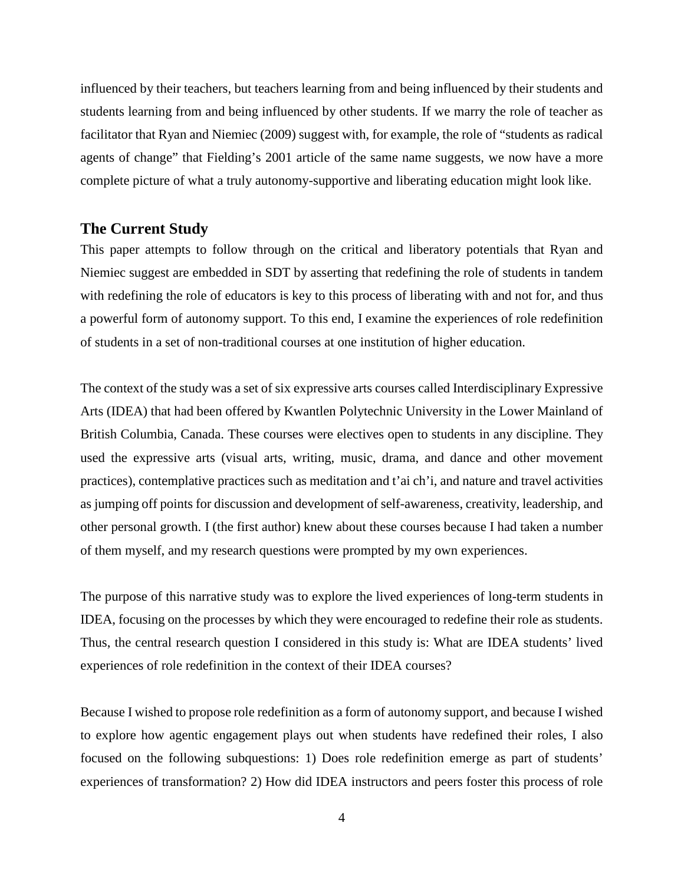influenced by their teachers, but teachers learning from and being influenced by their students and students learning from and being influenced by other students. If we marry the role of teacher as facilitator that Ryan and Niemiec (2009) suggest with, for example, the role of "students as radical agents of change" that Fielding's 2001 article of the same name suggests, we now have a more complete picture of what a truly autonomy-supportive and liberating education might look like.

## The Current Study

This paper attempts to follow through on the critical and liberatory potentials that Ryan and Niemiec suggest are embedded in SDT by asserting that redefining the role of students in tandem with redefining the role of educators is key to this process of liberating with and not for, and thus a powerful form of autonomy support. To this end, I examine the experiences of role redefinition of students in a set of non-traditional courses at one institution of higher education.

The context of the study was a set of six expressive arts courses called Interdisciplinary Expressive Arts (IDEA) that had been offered by Kwantlen Polytechnic University in the Lower Mainland of British Columbia, Canada. These courses were electives open to students in any discipline. They used the expressive arts (visual arts, writing, music, drama, and dance and other movement practices), contemplative practices such as meditation and t'ai ch'i, and nature and travel activities as jumping off points for discussion and development of self-awareness, creativity, leadership, and other personal growth. I (the first author) knew about these courses because I had taken a number of them myself, and my research questions were prompted by my own experiences.

The purpose of this narrative study was to explore the lived experiences of long-term students in IDEA, focusing on the processes by which they were encouraged to redefine their role as students. Thus, the central research question I considered in this study is: What are IDEA students' lived experiences of role redefinition in the context of their IDEA courses?

Because I wished to propose role redefinition as a form of autonomy support, and because I wished to explore how agentic engagement plays out when students have redefined their roles, I also focused on the following subquestions: 1) Does role redefinition emerge as part of students' experiences of transformation? 2) How did IDEA instructors and peers foster this process of role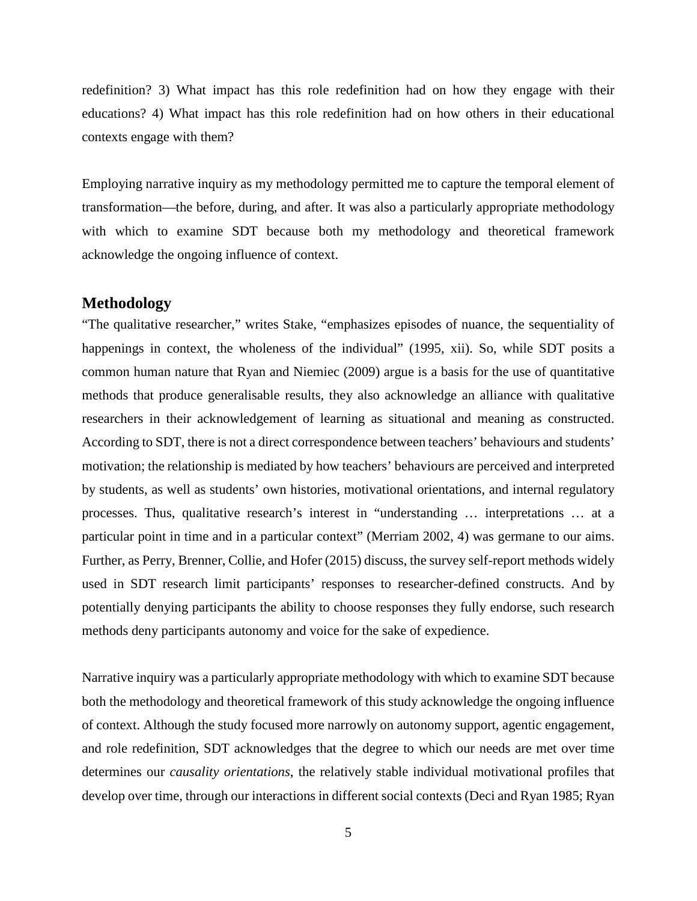redefinition? 3) What impact has this role redefinition had on how they engage with their educations? 4) What impact has this role redefinition had on how others in their educational contexts engage with them?

Employing narrative inquiry as my methodology permitted me to capture the temporal element of transformation—the before, during, and after. It was also a particularly appropriate methodology with which to examine SDT because both my methodology and theoretical framework acknowledge the ongoing influence of context.

## Methodology

"The qualitative researcher," writes Stake, "emphasizes episodes of nuance, the sequentiality of happenings in context, the wholeness of the individual" (1995, xii). So, while SDT posits a common human nature that Ryan and Niemiec (2009) argue is a basis for the use of quantitative methods that produce generalisable results, they also acknowledge an alliance with qualitative researchers in their acknowledgement of learning as situational and meaning as constructed. According to SDT, there is not a direct correspondence between teachers' behaviours and students' motivation; the relationship is mediated by how teachers' behaviours are perceived and interpreted by students, as well as students' own histories, motivational orientations, and internal regulatory processes. Thus, qualitative research's interest in "understanding … interpretations … at a particular point in time and in a particular context" (Merriam 2002, 4) was germane to our aims. Further, as Perry, Brenner, Collie, and Hofer (2015) discuss, the survey self-report methods widely used in SDT research limit participants' responses to researcher-defined constructs. And by potentially denying participants the ability to choose responses they fully endorse, such research methods deny participants autonomy and voice for the sake of expedience.

Narrative inquiry was a particularly appropriate methodology with which to examine SDT because both the methodology and theoretical framework of this study acknowledge the ongoing influence of context. Although the study focused more narrowly on autonomy support, agentic engagement, and role redefinition, SDT acknowledges that the degree to which our needs are met over time determines our *causality orientations*, the relatively stable individual motivational profiles that develop over time, through our interactions in different social contexts (Deci and Ryan 1985; Ryan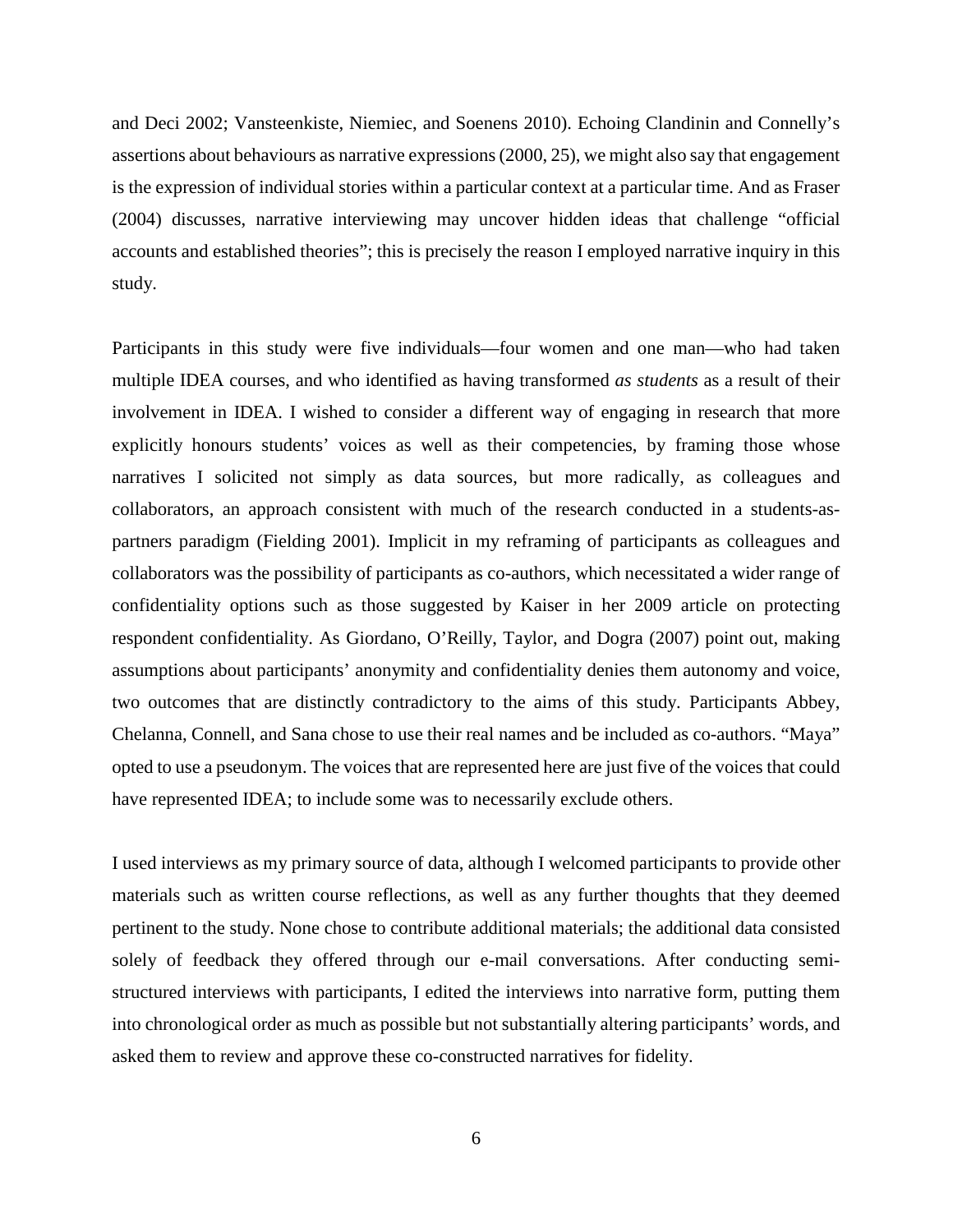and Deci 2002; Vansteenkiste, Niemiec, and Soenens 2010). Echoing Clandinin and Connelly's assertions about behaviours as narrative expressions (2000, 25), we might also say that engagement is the expression of individual stories within a particular context at a particular time. And as Fraser (2004) discusses, narrative interviewing may uncover hidden ideas that challenge "official accounts and established theories"; this is precisely the reason I employed narrative inquiry in this study.

Participants in this study were five individuals—four women and one man—who had taken multiple IDEA courses, and who identified as having transformed *as students* as a result of their involvement in IDEA. I wished to consider a different way of engaging in research that more explicitly honours students' voices as well as their competencies, by framing those whose narratives I solicited not simply as data sources, but more radically, as colleagues and collaborators, an approach consistent with much of the research conducted in a students-as-partners paradigm (Fielding 2001). Implicit in my reframing of participants as colleagues and collaborators was the possibility of participants as co-authors, which necessitated a wider range of confidentiality options such as those suggested by Kaiser in her 2009 article on protecting respondent confidentiality. As Giordano, O'Reilly, Taylor, and Dogra (2007) point out, making assumptions about participants' anonymity and confidentiality denies them autonomy and voice, two outcomes that are distinctly contradictory to the aims of this study. Participants Abbey, Chelanna, Connell, and Sana chose to use their real names and be included as co-authors. "Maya" opted to use a pseudonym. The voices that are represented here are just five of the voices that could have represented IDEA; to include some was to necessarily exclude others.

I used interviews as my primary source of data, although I welcomed participants to provide other materials such as written course reflections, as well as any further thoughts that they deemed pertinent to the study. None chose to contribute additional materials; the additional data consisted solely of feedback they offered through our e-mail conversations. After conducting semi-structured interviews with participants, I edited the interviews into narrative form, putting them into chronological order as much as possible but not substantially altering participants' words, and asked them to review and approve these co-constructed narratives for fidelity.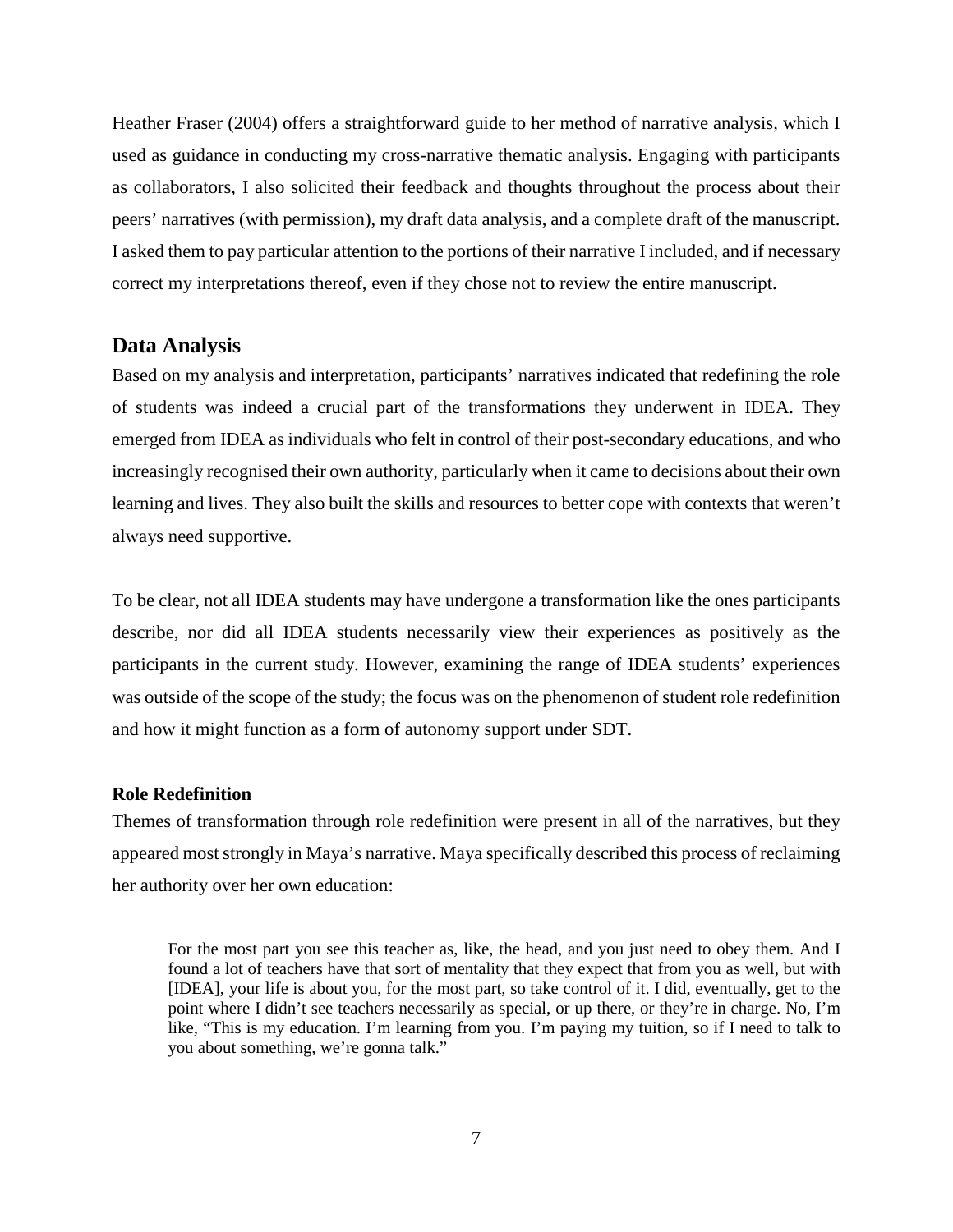Heather Fraser (2004) offers a straightforward guide to her method of narrative analysis, which I used as guidance in conducting my cross-narrative thematic analysis. Engaging with participants as collaborators, I also solicited their feedback and thoughts throughout the process about their peers' narratives (with permission), my draft data analysis, and a complete draft of the manuscript. I asked them to pay particular attention to the portions of their narrative I included, and if necessary correct my interpretations thereof, even if they chose not to review the entire manuscript.

## Data Analysis

Based on my analysis and interpretation, participants' narratives indicated that redefining the role of students was indeed a crucial part of the transformations they underwent in IDEA. They emerged from IDEA as individuals who felt in control of their post-secondary educations, and who increasingly recognised their own authority, particularly when it came to decisions about their own learning and lives. They also built the skills and resources to better cope with contexts that weren't always need supportive.

To be clear, not all IDEA students may have undergone a transformation like the ones participants describe, nor did all IDEA students necessarily view their experiences as positively as the participants in the current study. However, examining the range of IDEA students' experiences was outside of the scope of the study; the focus was on the phenomenon of student role redefinition and how it might function as a form of autonomy support under SDT.

### Role Redefinition

Themes of transformation through role redefinition were present in all of the narratives, but they appeared most strongly in Maya's narrative. Maya specifically described this process of reclaiming her authority over her own education:

> For the most part you see this teacher as, like, the head, and you just need to obey them. And I found a lot of teachers have that sort of mentality that they expect that from you as well, but with [IDEA], your life is about you, for the most part, so take control of it. I did, eventually, get to the point where I didn't see teachers necessarily as special, or up there, or they're in charge. No, I'm like, "This is my education. I'm learning from you. I'm paying my tuition, so if I need to talk to you about something, we're gonna talk."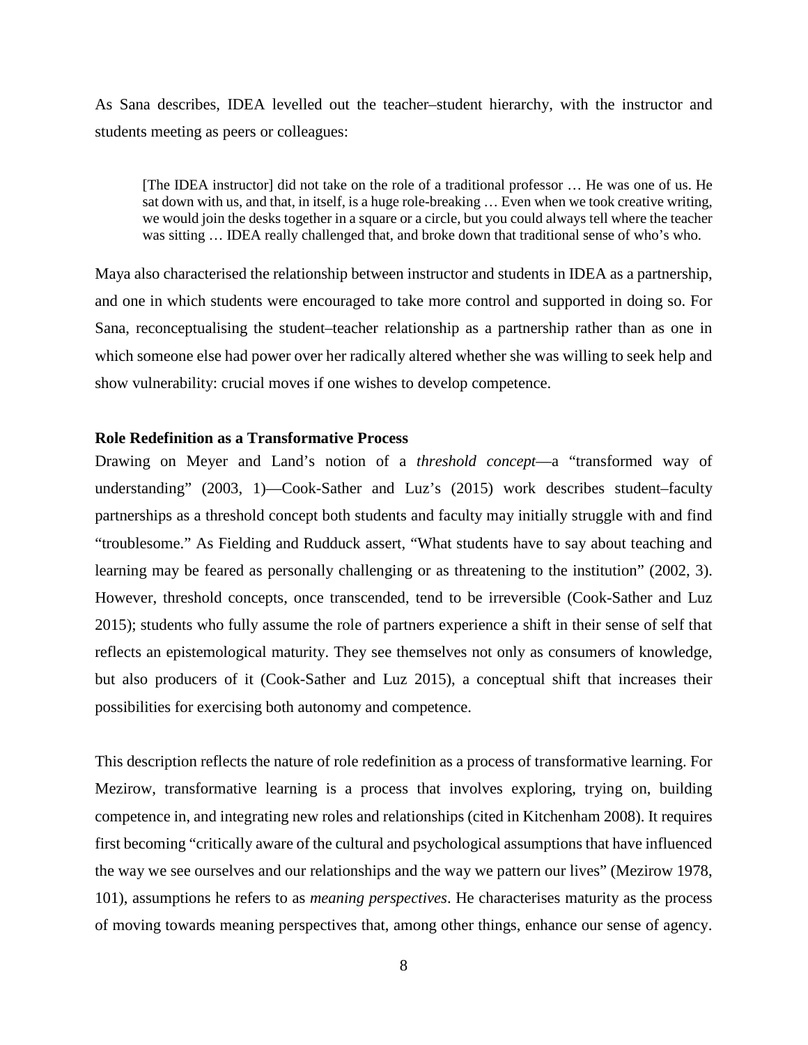As Sana describes, IDEA levelled out the teacher–student hierarchy, with the instructor and students meeting as peers or colleagues:

> [The IDEA instructor] did not take on the role of a traditional professor … He was one of us. He sat down with us, and that, in itself, is a huge role-breaking … Even when we took creative writing, we would join the desks together in a square or a circle, but you could always tell where the teacher was sitting … IDEA really challenged that, and broke down that traditional sense of who's who.

Maya also characterised the relationship between instructor and students in IDEA as a partnership, and one in which students were encouraged to take more control and supported in doing so. For Sana, reconceptualising the student–teacher relationship as a partnership rather than as one in which someone else had power over her radically altered whether she was willing to seek help and show vulnerability: crucial moves if one wishes to develop competence.

**Role Redefinition as a Transformative Process**

Drawing on Meyer and Land's notion of a *threshold concept*—a "transformed way of understanding" (2003, 1)—Cook-Sather and Luz's (2015) work describes student–faculty partnerships as a threshold concept both students and faculty may initially struggle with and find "troublesome." As Fielding and Rudduck assert, "What students have to say about teaching and learning may be feared as personally challenging or as threatening to the institution" (2002, 3). However, threshold concepts, once transcended, tend to be irreversible (Cook-Sather and Luz 2015); students who fully assume the role of partners experience a shift in their sense of self that reflects an epistemological maturity. They see themselves not only as consumers of knowledge, but also producers of it (Cook-Sather and Luz 2015), a conceptual shift that increases their possibilities for exercising both autonomy and competence.

This description reflects the nature of role redefinition as a process of transformative learning. For Mezirow, transformative learning is a process that involves exploring, trying on, building competence in, and integrating new roles and relationships (cited in Kitchenham 2008). It requires first becoming "critically aware of the cultural and psychological assumptions that have influenced the way we see ourselves and our relationships and the way we pattern our lives" (Mezirow 1978, 101), assumptions he refers to as *meaning perspectives*. He characterises maturity as the process of moving towards meaning perspectives that, among other things, enhance our sense of agency.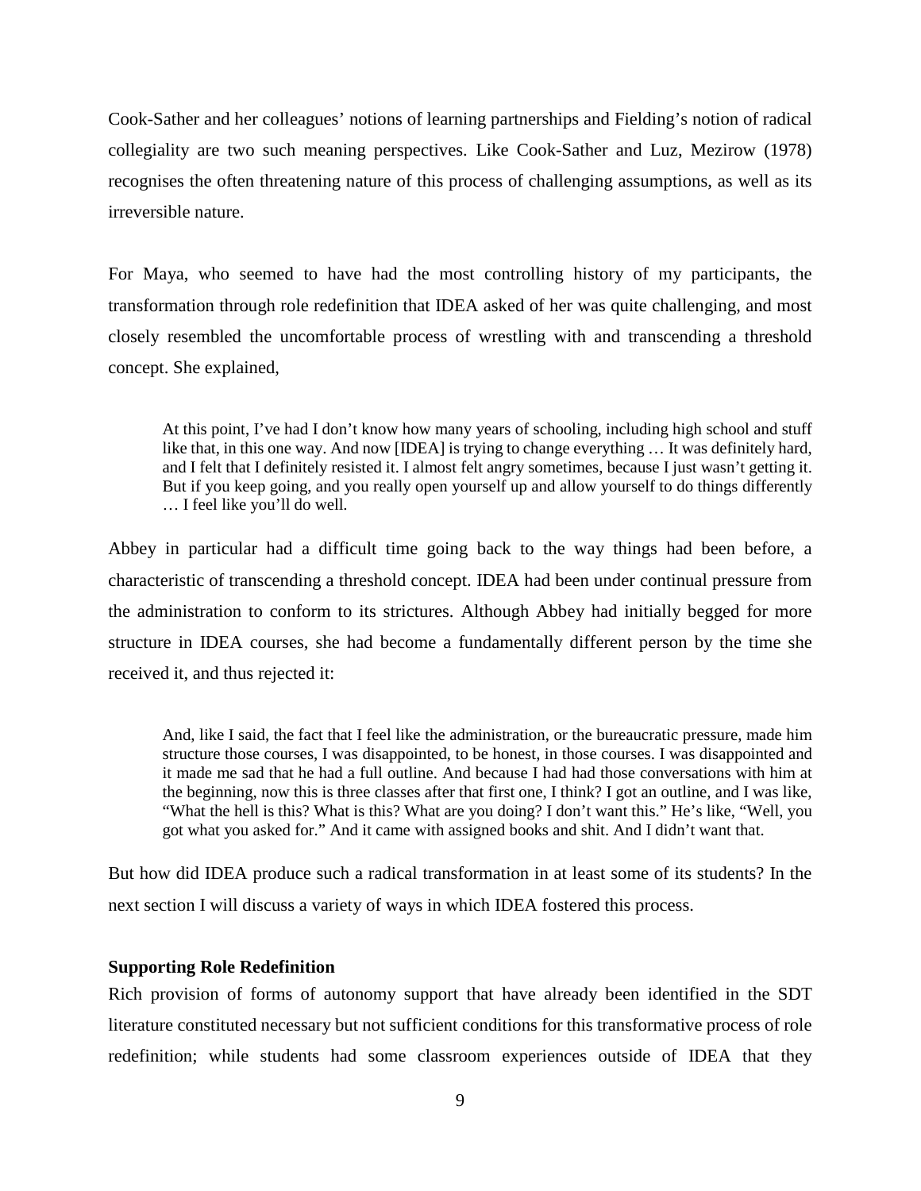Cook-Sather and her colleagues' notions of learning partnerships and Fielding's notion of radical collegiality are two such meaning perspectives. Like Cook-Sather and Luz, Mezirow (1978) recognises the often threatening nature of this process of challenging assumptions, as well as its irreversible nature.

For Maya, who seemed to have had the most controlling history of my participants, the transformation through role redefinition that IDEA asked of her was quite challenging, and most closely resembled the uncomfortable process of wrestling with and transcending a threshold concept. She explained,

> At this point, I've had I don't know how many years of schooling, including high school and stuff like that, in this one way. And now [IDEA] is trying to change everything … It was definitely hard, and I felt that I definitely resisted it. I almost felt angry sometimes, because I just wasn't getting it. But if you keep going, and you really open yourself up and allow yourself to do things differently … I feel like you'll do well.

Abbey in particular had a difficult time going back to the way things had been before, a characteristic of transcending a threshold concept. IDEA had been under continual pressure from the administration to conform to its strictures. Although Abbey had initially begged for more structure in IDEA courses, she had become a fundamentally different person by the time she received it, and thus rejected it:

> And, like I said, the fact that I feel like the administration, or the bureaucratic pressure, made him structure those courses, I was disappointed, to be honest, in those courses. I was disappointed and it made me sad that he had a full outline. And because I had had those conversations with him at the beginning, now this is three classes after that first one, I think? I got an outline, and I was like, "What the hell is this? What is this? What are you doing? I don't want this." He's like, "Well, you got what you asked for." And it came with assigned books and shit. And I didn't want that.

But how did IDEA produce such a radical transformation in at least some of its students? In the next section I will discuss a variety of ways in which IDEA fostered this process.

### Supporting Role Redefinition

Rich provision of forms of autonomy support that have already been identified in the SDT literature constituted necessary but not sufficient conditions for this transformative process of role redefinition; while students had some classroom experiences outside of IDEA that they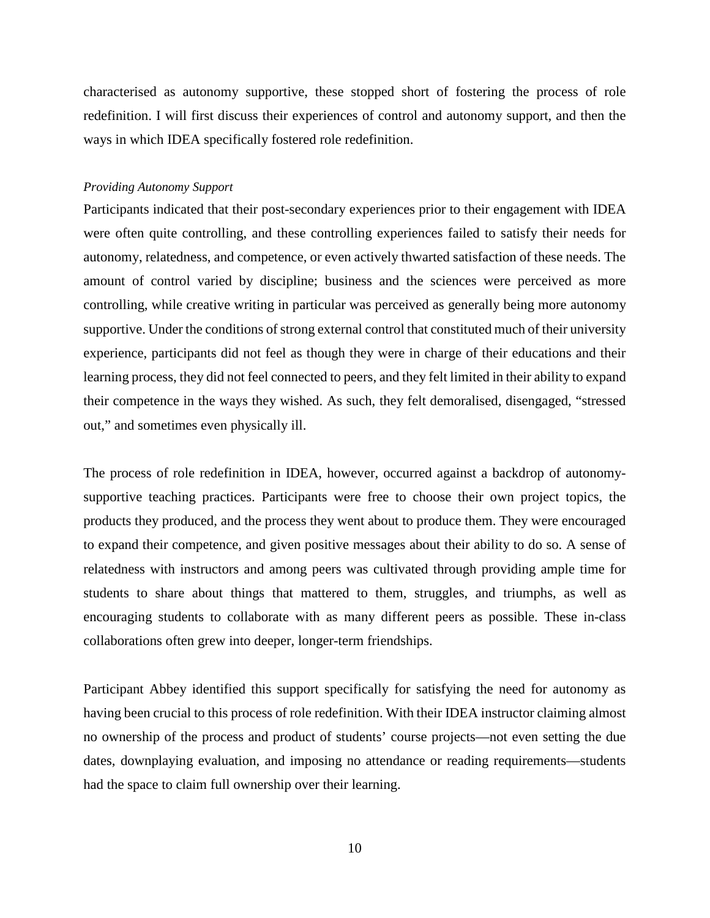characterised as autonomy supportive, these stopped short of fostering the process of role redefinition. I will first discuss their experiences of control and autonomy support, and then the ways in which IDEA specifically fostered role redefinition.

*Providing Autonomy Support*

Participants indicated that their post-secondary experiences prior to their engagement with IDEA were often quite controlling, and these controlling experiences failed to satisfy their needs for autonomy, relatedness, and competence, or even actively thwarted satisfaction of these needs. The amount of control varied by discipline; business and the sciences were perceived as more controlling, while creative writing in particular was perceived as generally being more autonomy supportive. Under the conditions of strong external control that constituted much of their university experience, participants did not feel as though they were in charge of their educations and their learning process, they did not feel connected to peers, and they felt limited in their ability to expand their competence in the ways they wished. As such, they felt demoralised, disengaged, "stressed out," and sometimes even physically ill.

The process of role redefinition in IDEA, however, occurred against a backdrop of autonomy-supportive teaching practices. Participants were free to choose their own project topics, the products they produced, and the process they went about to produce them. They were encouraged to expand their competence, and given positive messages about their ability to do so. A sense of relatedness with instructors and among peers was cultivated through providing ample time for students to share about things that mattered to them, struggles, and triumphs, as well as encouraging students to collaborate with as many different peers as possible. These in-class collaborations often grew into deeper, longer-term friendships.

Participant Abbey identified this support specifically for satisfying the need for autonomy as having been crucial to this process of role redefinition. With their IDEA instructor claiming almost no ownership of the process and product of students' course projects—not even setting the due dates, downplaying evaluation, and imposing no attendance or reading requirements—students had the space to claim full ownership over their learning.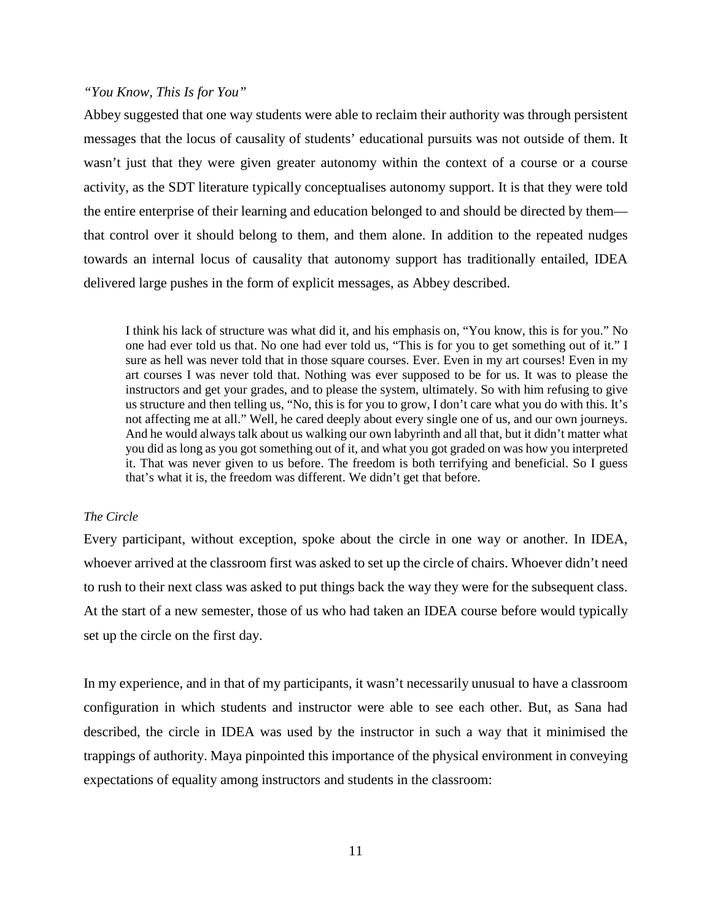*"You Know, This Is for You"*

Abbey suggested that one way students were able to reclaim their authority was through persistent messages that the locus of causality of students' educational pursuits was not outside of them. It wasn't just that they were given greater autonomy within the context of a course or a course activity, as the SDT literature typically conceptualises autonomy support. It is that they were told the entire enterprise of their learning and education belonged to and should be directed by them—that control over it should belong to them, and them alone. In addition to the repeated nudges towards an internal locus of causality that autonomy support has traditionally entailed, IDEA delivered large pushes in the form of explicit messages, as Abbey described.

> I think his lack of structure was what did it, and his emphasis on, "You know, this is for you." No one had ever told us that. No one had ever told us, "This is for you to get something out of it." I sure as hell was never told that in those square courses. Ever. Even in my art courses! Even in my art courses I was never told that. Nothing was ever supposed to be for us. It was to please the instructors and get your grades, and to please the system, ultimately. So with him refusing to give us structure and then telling us, "No, this is for you to grow, I don't care what you do with this. It's not affecting me at all." Well, he cared deeply about every single one of us, and our own journeys. And he would always talk about us walking our own labyrinth and all that, but it didn't matter what you did as long as you got something out of it, and what you got graded on was how you interpreted it. That was never given to us before. The freedom is both terrifying and beneficial. So I guess that's what it is, the freedom was different. We didn't get that before.

*The Circle*

Every participant, without exception, spoke about the circle in one way or another. In IDEA, whoever arrived at the classroom first was asked to set up the circle of chairs. Whoever didn't need to rush to their next class was asked to put things back the way they were for the subsequent class. At the start of a new semester, those of us who had taken an IDEA course before would typically set up the circle on the first day.

In my experience, and in that of my participants, it wasn't necessarily unusual to have a classroom configuration in which students and instructor were able to see each other. But, as Sana had described, the circle in IDEA was used by the instructor in such a way that it minimised the trappings of authority. Maya pinpointed this importance of the physical environment in conveying expectations of equality among instructors and students in the classroom: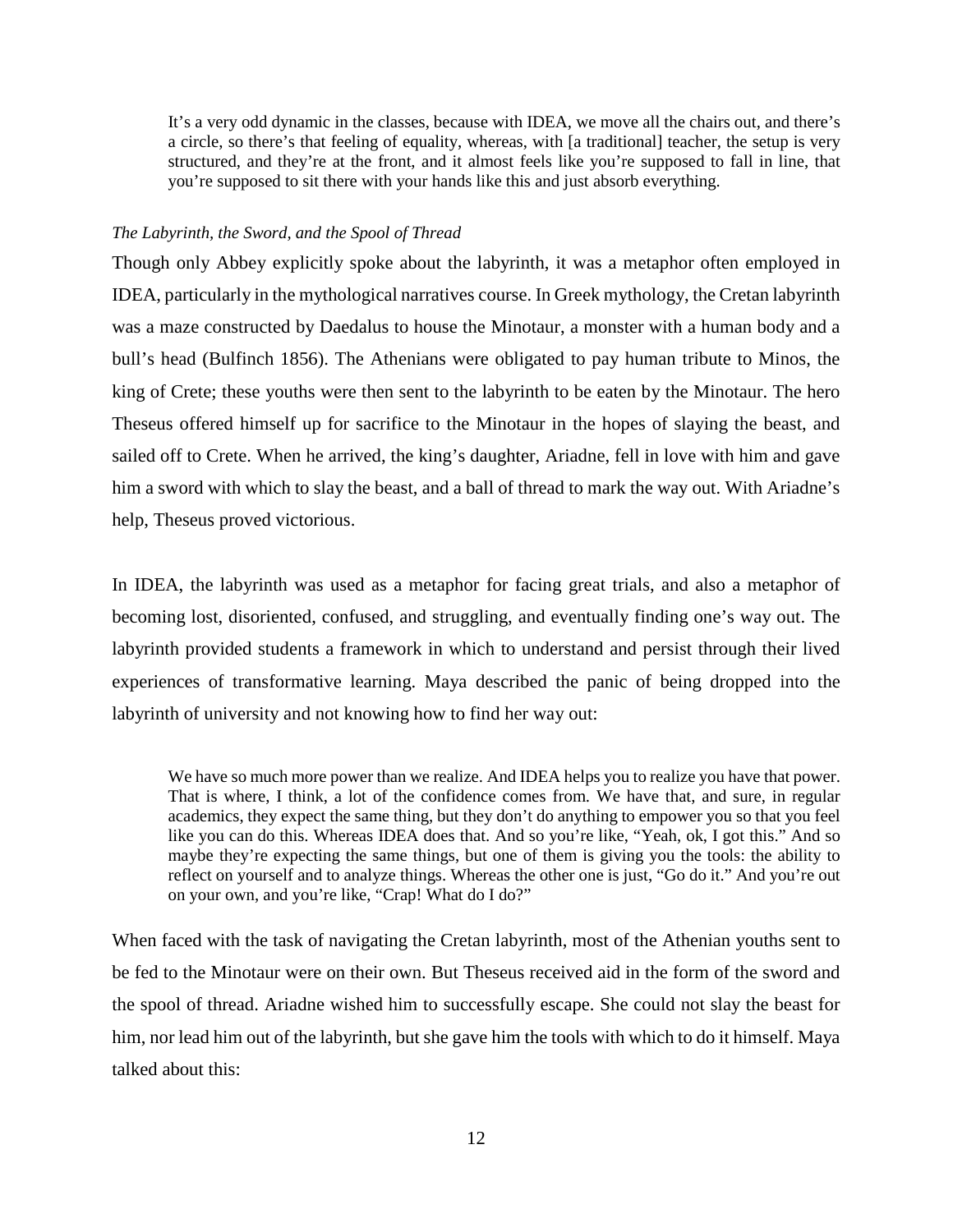> It's a very odd dynamic in the classes, because with IDEA, we move all the chairs out, and there's a circle, so there's that feeling of equality, whereas, with [a traditional] teacher, the setup is very structured, and they're at the front, and it almost feels like you're supposed to fall in line, that you're supposed to sit there with your hands like this and just absorb everything.

*The Labyrinth, the Sword, and the Spool of Thread*

Though only Abbey explicitly spoke about the labyrinth, it was a metaphor often employed in IDEA, particularly in the mythological narratives course. In Greek mythology, the Cretan labyrinth was a maze constructed by Daedalus to house the Minotaur, a monster with a human body and a bull's head (Bulfinch 1856). The Athenians were obligated to pay human tribute to Minos, the king of Crete; these youths were then sent to the labyrinth to be eaten by the Minotaur. The hero Theseus offered himself up for sacrifice to the Minotaur in the hopes of slaying the beast, and sailed off to Crete. When he arrived, the king's daughter, Ariadne, fell in love with him and gave him a sword with which to slay the beast, and a ball of thread to mark the way out. With Ariadne's help, Theseus proved victorious.

In IDEA, the labyrinth was used as a metaphor for facing great trials, and also a metaphor of becoming lost, disoriented, confused, and struggling, and eventually finding one's way out. The labyrinth provided students a framework in which to understand and persist through their lived experiences of transformative learning. Maya described the panic of being dropped into the labyrinth of university and not knowing how to find her way out:

> We have so much more power than we realize. And IDEA helps you to realize you have that power. That is where, I think, a lot of the confidence comes from. We have that, and sure, in regular academics, they expect the same thing, but they don't do anything to empower you so that you feel like you can do this. Whereas IDEA does that. And so you're like, "Yeah, ok, I got this." And so maybe they're expecting the same things, but one of them is giving you the tools: the ability to reflect on yourself and to analyze things. Whereas the other one is just, "Go do it." And you're out on your own, and you're like, "Crap! What do I do?"

When faced with the task of navigating the Cretan labyrinth, most of the Athenian youths sent to be fed to the Minotaur were on their own. But Theseus received aid in the form of the sword and the spool of thread. Ariadne wished him to successfully escape. She could not slay the beast for him, nor lead him out of the labyrinth, but she gave him the tools with which to do it himself. Maya talked about this: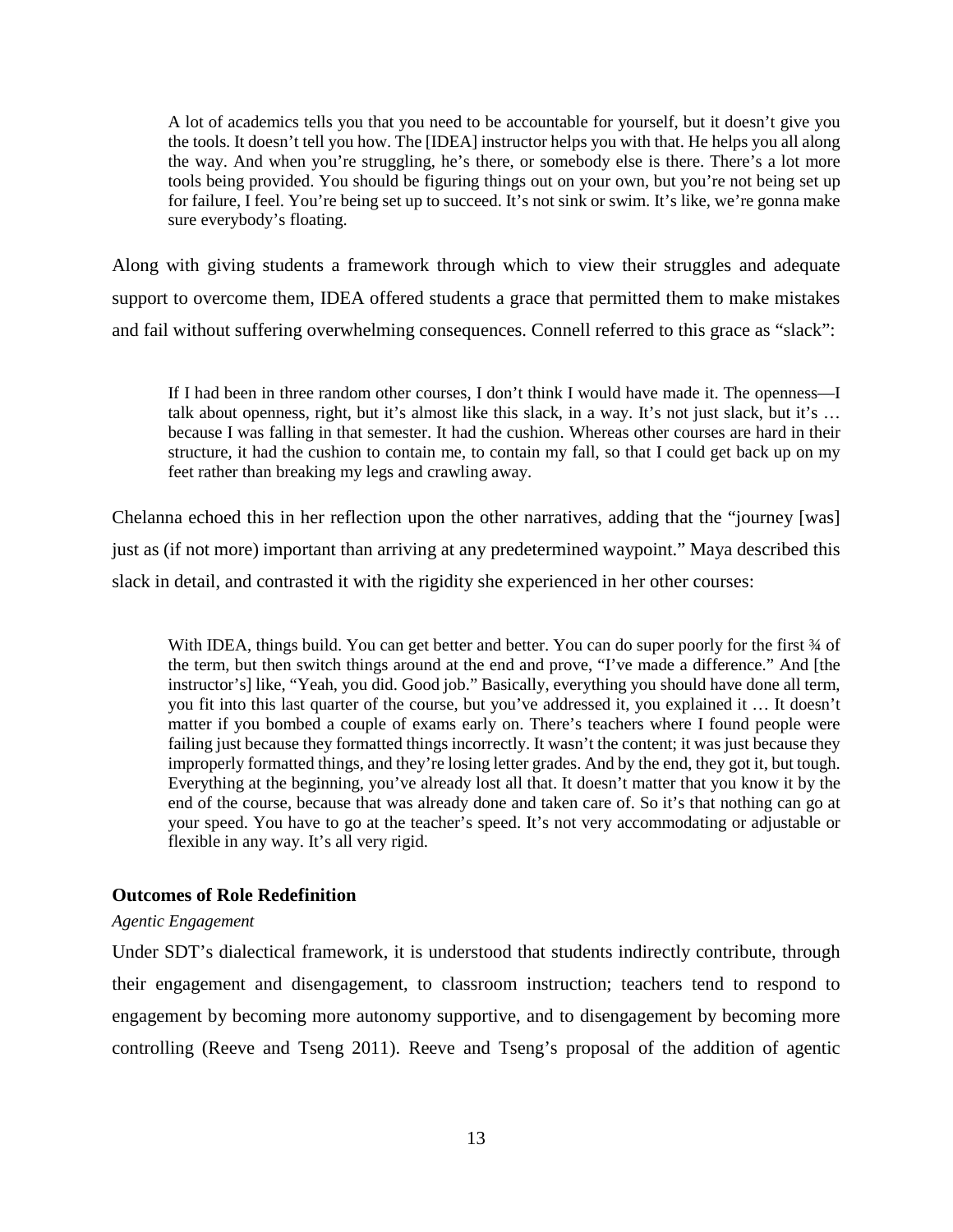> A lot of academics tells you that you need to be accountable for yourself, but it doesn't give you the tools. It doesn't tell you how. The [IDEA] instructor helps you with that. He helps you all along the way. And when you're struggling, he's there, or somebody else is there. There's a lot more tools being provided. You should be figuring things out on your own, but you're not being set up for failure, I feel. You're being set up to succeed. It's not sink or swim. It's like, we're gonna make sure everybody's floating.

Along with giving students a framework through which to view their struggles and adequate support to overcome them, IDEA offered students a grace that permitted them to make mistakes and fail without suffering overwhelming consequences. Connell referred to this grace as "slack":

> If I had been in three random other courses, I don't think I would have made it. The openness—I talk about openness, right, but it's almost like this slack, in a way. It's not just slack, but it's … because I was falling in that semester. It had the cushion. Whereas other courses are hard in their structure, it had the cushion to contain me, to contain my fall, so that I could get back up on my feet rather than breaking my legs and crawling away.

Chelanna echoed this in her reflection upon the other narratives, adding that the "journey [was] just as (if not more) important than arriving at any predetermined waypoint." Maya described this slack in detail, and contrasted it with the rigidity she experienced in her other courses:

> With IDEA, things build. You can get better and better. You can do super poorly for the first ¾ of the term, but then switch things around at the end and prove, "I've made a difference." And [the instructor's] like, "Yeah, you did. Good job." Basically, everything you should have done all term, you fit into this last quarter of the course, but you've addressed it, you explained it … It doesn't matter if you bombed a couple of exams early on. There's teachers where I found people were failing just because they formatted things incorrectly. It wasn't the content; it was just because they improperly formatted things, and they're losing letter grades. And by the end, they got it, but tough. Everything at the beginning, you've already lost all that. It doesn't matter that you know it by the end of the course, because that was already done and taken care of. So it's that nothing can go at your speed. You have to go at the teacher's speed. It's not very accommodating or adjustable or flexible in any way. It's all very rigid.

## Outcomes of Role Redefinition

### *Agentic Engagement*

Under SDT's dialectical framework, it is understood that students indirectly contribute, through their engagement and disengagement, to classroom instruction; teachers tend to respond to engagement by becoming more autonomy supportive, and to disengagement by becoming more controlling (Reeve and Tseng 2011). Reeve and Tseng's proposal of the addition of agentic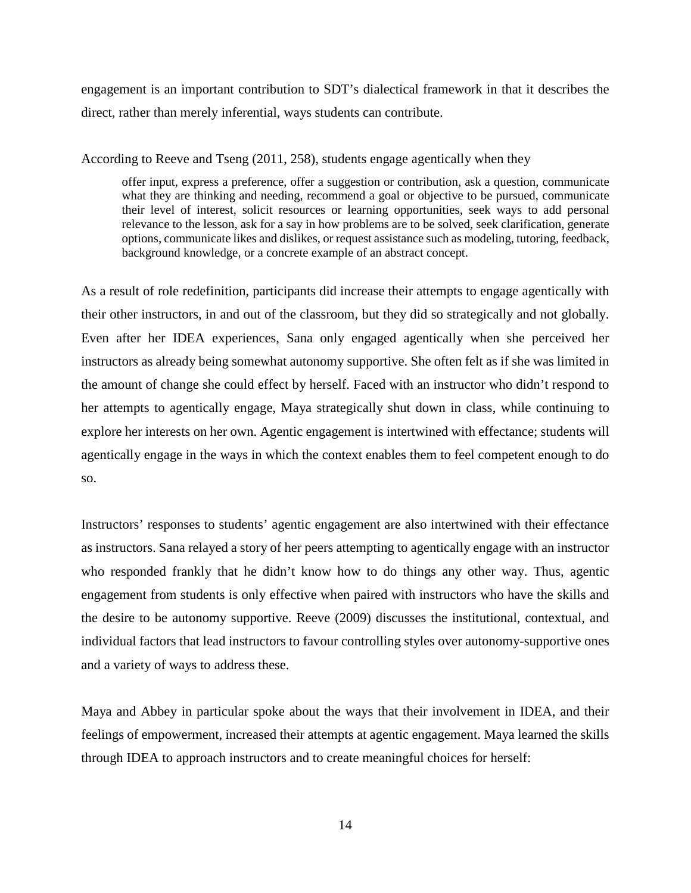engagement is an important contribution to SDT's dialectical framework in that it describes the direct, rather than merely inferential, ways students can contribute.

According to Reeve and Tseng (2011, 258), students engage agentically when they

> offer input, express a preference, offer a suggestion or contribution, ask a question, communicate what they are thinking and needing, recommend a goal or objective to be pursued, communicate their level of interest, solicit resources or learning opportunities, seek ways to add personal relevance to the lesson, ask for a say in how problems are to be solved, seek clarification, generate options, communicate likes and dislikes, or request assistance such as modeling, tutoring, feedback, background knowledge, or a concrete example of an abstract concept.

As a result of role redefinition, participants did increase their attempts to engage agentically with their other instructors, in and out of the classroom, but they did so strategically and not globally. Even after her IDEA experiences, Sana only engaged agentically when she perceived her instructors as already being somewhat autonomy supportive. She often felt as if she was limited in the amount of change she could effect by herself. Faced with an instructor who didn't respond to her attempts to agentically engage, Maya strategically shut down in class, while continuing to explore her interests on her own. Agentic engagement is intertwined with effectance; students will agentically engage in the ways in which the context enables them to feel competent enough to do so.

Instructors' responses to students' agentic engagement are also intertwined with their effectance as instructors. Sana relayed a story of her peers attempting to agentically engage with an instructor who responded frankly that he didn't know how to do things any other way. Thus, agentic engagement from students is only effective when paired with instructors who have the skills and the desire to be autonomy supportive. Reeve (2009) discusses the institutional, contextual, and individual factors that lead instructors to favour controlling styles over autonomy-supportive ones and a variety of ways to address these.

Maya and Abbey in particular spoke about the ways that their involvement in IDEA, and their feelings of empowerment, increased their attempts at agentic engagement. Maya learned the skills through IDEA to approach instructors and to create meaningful choices for herself: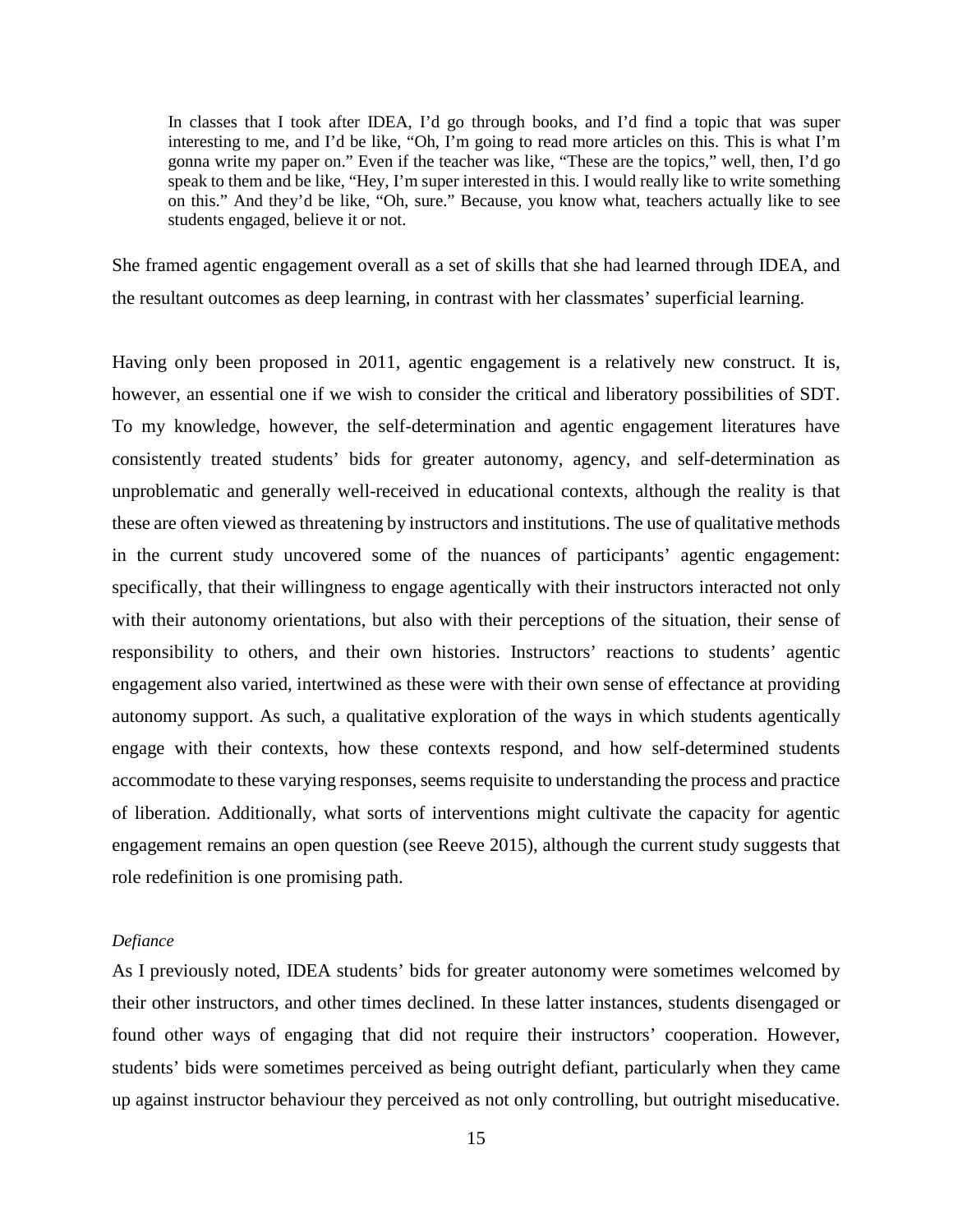> In classes that I took after IDEA, I'd go through books, and I'd find a topic that was super interesting to me, and I'd be like, "Oh, I'm going to read more articles on this. This is what I'm gonna write my paper on." Even if the teacher was like, "These are the topics," well, then, I'd go speak to them and be like, "Hey, I'm super interested in this. I would really like to write something on this." And they'd be like, "Oh, sure." Because, you know what, teachers actually like to see students engaged, believe it or not.

She framed agentic engagement overall as a set of skills that she had learned through IDEA, and the resultant outcomes as deep learning, in contrast with her classmates' superficial learning.

Having only been proposed in 2011, agentic engagement is a relatively new construct. It is, however, an essential one if we wish to consider the critical and liberatory possibilities of SDT. To my knowledge, however, the self-determination and agentic engagement literatures have consistently treated students' bids for greater autonomy, agency, and self-determination as unproblematic and generally well-received in educational contexts, although the reality is that these are often viewed as threatening by instructors and institutions. The use of qualitative methods in the current study uncovered some of the nuances of participants' agentic engagement: specifically, that their willingness to engage agentically with their instructors interacted not only with their autonomy orientations, but also with their perceptions of the situation, their sense of responsibility to others, and their own histories. Instructors' reactions to students' agentic engagement also varied, intertwined as these were with their own sense of effectance at providing autonomy support. As such, a qualitative exploration of the ways in which students agentically engage with their contexts, how these contexts respond, and how self-determined students accommodate to these varying responses, seems requisite to understanding the process and practice of liberation. Additionally, what sorts of interventions might cultivate the capacity for agentic engagement remains an open question (see Reeve 2015), although the current study suggests that role redefinition is one promising path.

*Defiance*

As I previously noted, IDEA students' bids for greater autonomy were sometimes welcomed by their other instructors, and other times declined. In these latter instances, students disengaged or found other ways of engaging that did not require their instructors' cooperation. However, students' bids were sometimes perceived as being outright defiant, particularly when they came up against instructor behaviour they perceived as not only controlling, but outright miseducative.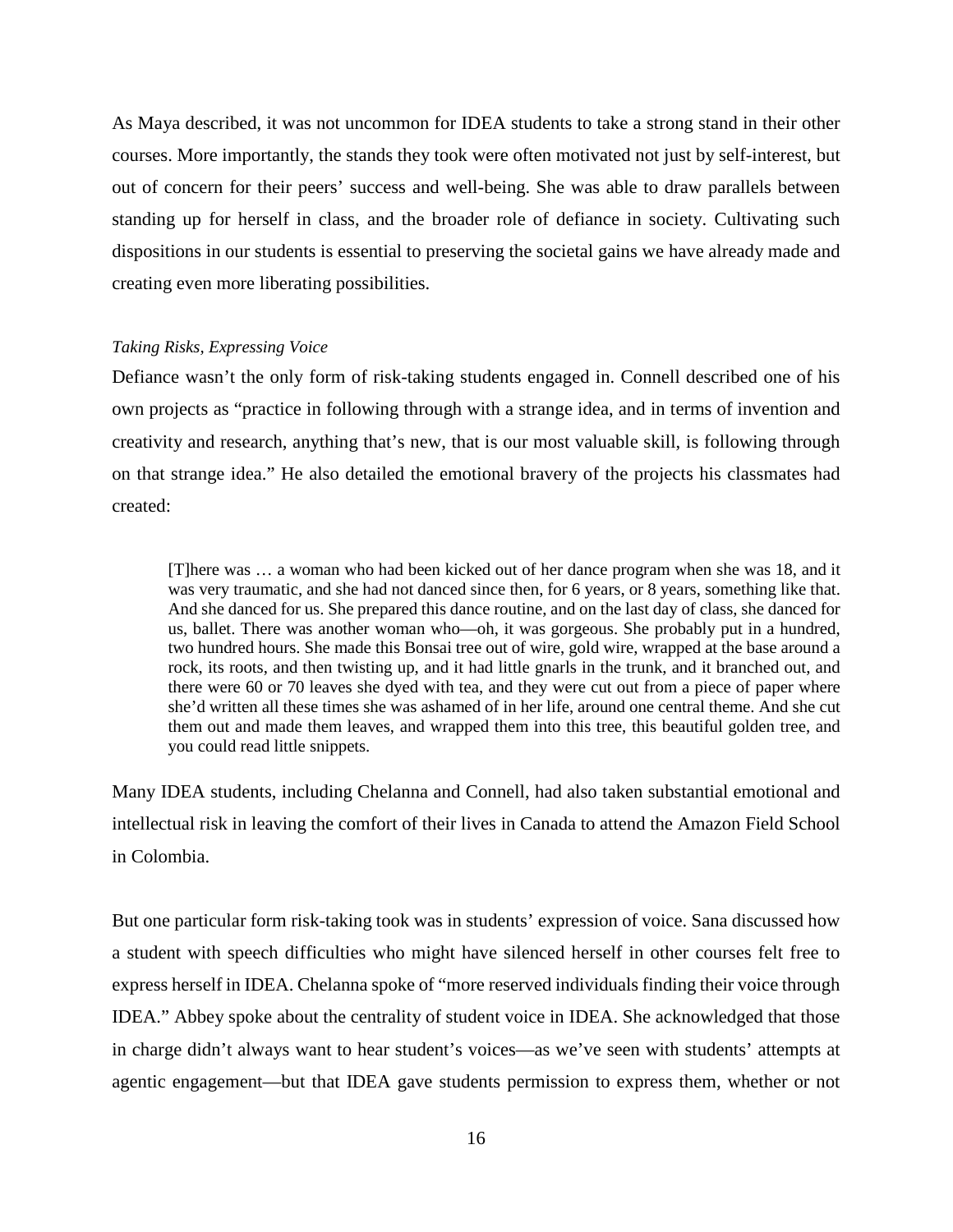As Maya described, it was not uncommon for IDEA students to take a strong stand in their other courses. More importantly, the stands they took were often motivated not just by self-interest, but out of concern for their peers' success and well-being. She was able to draw parallels between standing up for herself in class, and the broader role of defiance in society. Cultivating such dispositions in our students is essential to preserving the societal gains we have already made and creating even more liberating possibilities.

*Taking Risks, Expressing Voice*

Defiance wasn't the only form of risk-taking students engaged in. Connell described one of his own projects as "practice in following through with a strange idea, and in terms of invention and creativity and research, anything that's new, that is our most valuable skill, is following through on that strange idea." He also detailed the emotional bravery of the projects his classmates had created:

> [T]here was … a woman who had been kicked out of her dance program when she was 18, and it was very traumatic, and she had not danced since then, for 6 years, or 8 years, something like that. And she danced for us. She prepared this dance routine, and on the last day of class, she danced for us, ballet. There was another woman who—oh, it was gorgeous. She probably put in a hundred, two hundred hours. She made this Bonsai tree out of wire, gold wire, wrapped at the base around a rock, its roots, and then twisting up, and it had little gnarls in the trunk, and it branched out, and there were 60 or 70 leaves she dyed with tea, and they were cut out from a piece of paper where she'd written all these times she was ashamed of in her life, around one central theme. And she cut them out and made them leaves, and wrapped them into this tree, this beautiful golden tree, and you could read little snippets.

Many IDEA students, including Chelanna and Connell, had also taken substantial emotional and intellectual risk in leaving the comfort of their lives in Canada to attend the Amazon Field School in Colombia.

But one particular form risk-taking took was in students' expression of voice. Sana discussed how a student with speech difficulties who might have silenced herself in other courses felt free to express herself in IDEA. Chelanna spoke of "more reserved individuals finding their voice through IDEA." Abbey spoke about the centrality of student voice in IDEA. She acknowledged that those in charge didn't always want to hear student's voices—as we've seen with students' attempts at agentic engagement—but that IDEA gave students permission to express them, whether or not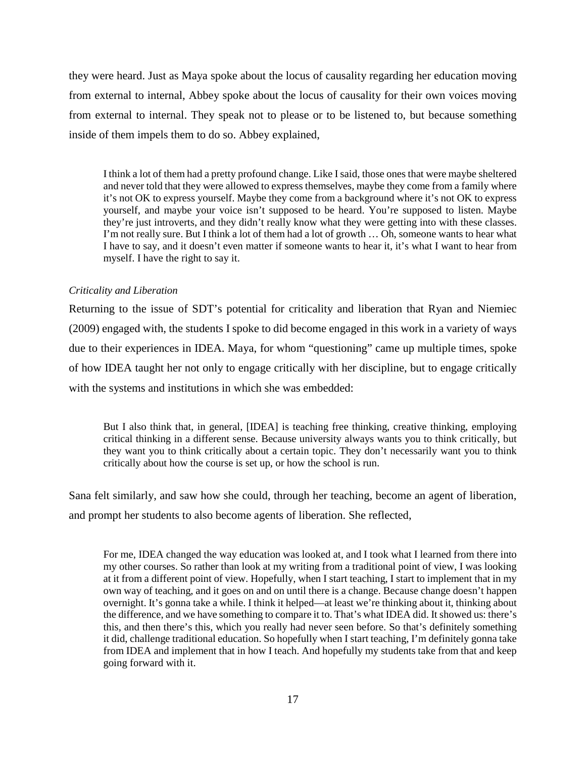they were heard. Just as Maya spoke about the locus of causality regarding her education moving from external to internal, Abbey spoke about the locus of causality for their own voices moving from external to internal. They speak not to please or to be listened to, but because something inside of them impels them to do so. Abbey explained,

> I think a lot of them had a pretty profound change. Like I said, those ones that were maybe sheltered and never told that they were allowed to express themselves, maybe they come from a family where it's not OK to express yourself. Maybe they come from a background where it's not OK to express yourself, and maybe your voice isn't supposed to be heard. You're supposed to listen. Maybe they're just introverts, and they didn't really know what they were getting into with these classes. I'm not really sure. But I think a lot of them had a lot of growth … Oh, someone wants to hear what I have to say, and it doesn't even matter if someone wants to hear it, it's what I want to hear from myself. I have the right to say it.

*Criticality and Liberation*

Returning to the issue of SDT's potential for criticality and liberation that Ryan and Niemiec (2009) engaged with, the students I spoke to did become engaged in this work in a variety of ways due to their experiences in IDEA. Maya, for whom "questioning" came up multiple times, spoke of how IDEA taught her not only to engage critically with her discipline, but to engage critically with the systems and institutions in which she was embedded:

> But I also think that, in general, [IDEA] is teaching free thinking, creative thinking, employing critical thinking in a different sense. Because university always wants you to think critically, but they want you to think critically about a certain topic. They don't necessarily want you to think critically about how the course is set up, or how the school is run.

Sana felt similarly, and saw how she could, through her teaching, become an agent of liberation, and prompt her students to also become agents of liberation. She reflected,

> For me, IDEA changed the way education was looked at, and I took what I learned from there into my other courses. So rather than look at my writing from a traditional point of view, I was looking at it from a different point of view. Hopefully, when I start teaching, I start to implement that in my own way of teaching, and it goes on and on until there is a change. Because change doesn't happen overnight. It's gonna take a while. I think it helped—at least we're thinking about it, thinking about the difference, and we have something to compare it to. That's what IDEA did. It showed us: there's this, and then there's this, which you really had never seen before. So that's definitely something it did, challenge traditional education. So hopefully when I start teaching, I'm definitely gonna take from IDEA and implement that in how I teach. And hopefully my students take from that and keep going forward with it.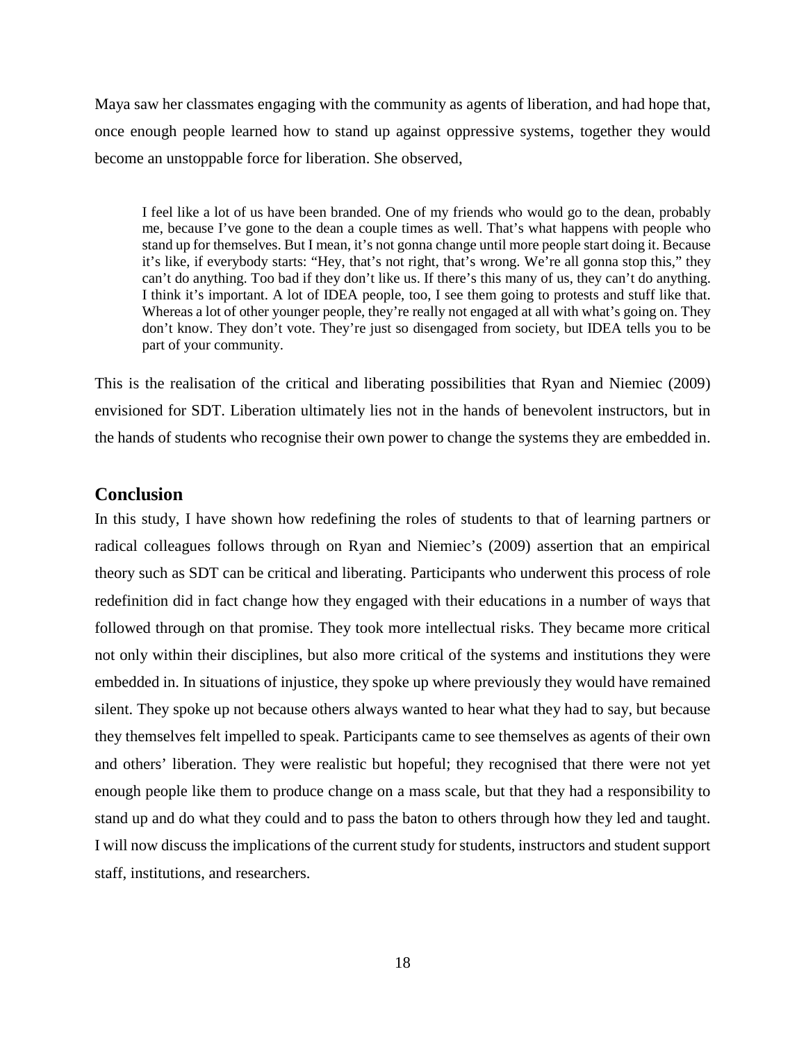Maya saw her classmates engaging with the community as agents of liberation, and had hope that, once enough people learned how to stand up against oppressive systems, together they would become an unstoppable force for liberation. She observed,

> I feel like a lot of us have been branded. One of my friends who would go to the dean, probably me, because I've gone to the dean a couple times as well. That's what happens with people who stand up for themselves. But I mean, it's not gonna change until more people start doing it. Because it's like, if everybody starts: "Hey, that's not right, that's wrong. We're all gonna stop this," they can't do anything. Too bad if they don't like us. If there's this many of us, they can't do anything. I think it's important. A lot of IDEA people, too, I see them going to protests and stuff like that. Whereas a lot of other younger people, they're really not engaged at all with what's going on. They don't know. They don't vote. They're just so disengaged from society, but IDEA tells you to be part of your community.

This is the realisation of the critical and liberating possibilities that Ryan and Niemiec (2009) envisioned for SDT. Liberation ultimately lies not in the hands of benevolent instructors, but in the hands of students who recognise their own power to change the systems they are embedded in.

## Conclusion

In this study, I have shown how redefining the roles of students to that of learning partners or radical colleagues follows through on Ryan and Niemiec's (2009) assertion that an empirical theory such as SDT can be critical and liberating. Participants who underwent this process of role redefinition did in fact change how they engaged with their educations in a number of ways that followed through on that promise. They took more intellectual risks. They became more critical not only within their disciplines, but also more critical of the systems and institutions they were embedded in. In situations of injustice, they spoke up where previously they would have remained silent. They spoke up not because others always wanted to hear what they had to say, but because they themselves felt impelled to speak. Participants came to see themselves as agents of their own and others' liberation. They were realistic but hopeful; they recognised that there were not yet enough people like them to produce change on a mass scale, but that they had a responsibility to stand up and do what they could and to pass the baton to others through how they led and taught. I will now discuss the implications of the current study for students, instructors and student support staff, institutions, and researchers.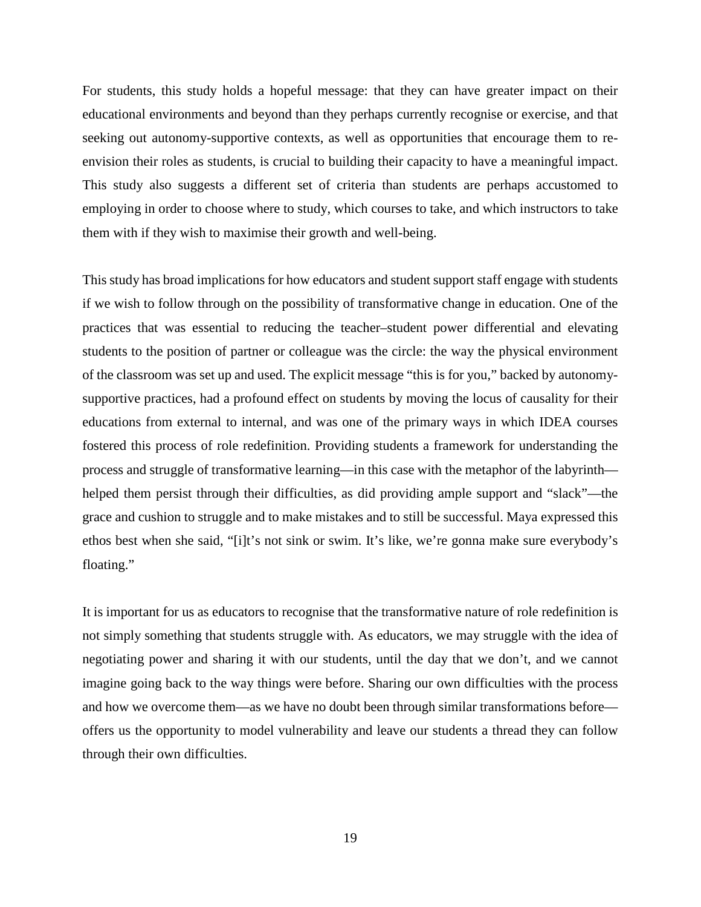For students, this study holds a hopeful message: that they can have greater impact on their educational environments and beyond than they perhaps currently recognise or exercise, and that seeking out autonomy-supportive contexts, as well as opportunities that encourage them to re-envision their roles as students, is crucial to building their capacity to have a meaningful impact. This study also suggests a different set of criteria than students are perhaps accustomed to employing in order to choose where to study, which courses to take, and which instructors to take them with if they wish to maximise their growth and well-being.

This study has broad implications for how educators and student support staff engage with students if we wish to follow through on the possibility of transformative change in education. One of the practices that was essential to reducing the teacher–student power differential and elevating students to the position of partner or colleague was the circle: the way the physical environment of the classroom was set up and used. The explicit message "this is for you," backed by autonomy-supportive practices, had a profound effect on students by moving the locus of causality for their educations from external to internal, and was one of the primary ways in which IDEA courses fostered this process of role redefinition. Providing students a framework for understanding the process and struggle of transformative learning—in this case with the metaphor of the labyrinth—helped them persist through their difficulties, as did providing ample support and "slack"—the grace and cushion to struggle and to make mistakes and to still be successful. Maya expressed this ethos best when she said, "[i]t's not sink or swim. It's like, we're gonna make sure everybody's floating."

It is important for us as educators to recognise that the transformative nature of role redefinition is not simply something that students struggle with. As educators, we may struggle with the idea of negotiating power and sharing it with our students, until the day that we don't, and we cannot imagine going back to the way things were before. Sharing our own difficulties with the process and how we overcome them—as we have no doubt been through similar transformations before—offers us the opportunity to model vulnerability and leave our students a thread they can follow through their own difficulties.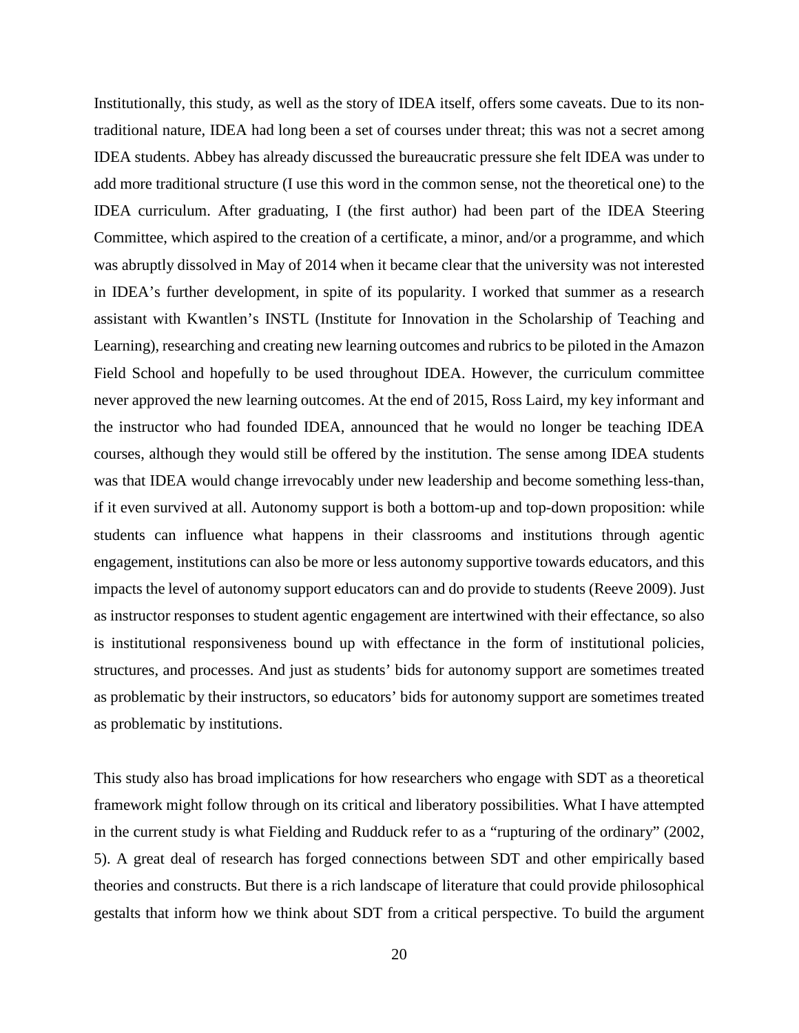Institutionally, this study, as well as the story of IDEA itself, offers some caveats. Due to its non-traditional nature, IDEA had long been a set of courses under threat; this was not a secret among IDEA students. Abbey has already discussed the bureaucratic pressure she felt IDEA was under to add more traditional structure (I use this word in the common sense, not the theoretical one) to the IDEA curriculum. After graduating, I (the first author) had been part of the IDEA Steering Committee, which aspired to the creation of a certificate, a minor, and/or a programme, and which was abruptly dissolved in May of 2014 when it became clear that the university was not interested in IDEA's further development, in spite of its popularity. I worked that summer as a research assistant with Kwantlen's INSTL (Institute for Innovation in the Scholarship of Teaching and Learning), researching and creating new learning outcomes and rubrics to be piloted in the Amazon Field School and hopefully to be used throughout IDEA. However, the curriculum committee never approved the new learning outcomes. At the end of 2015, Ross Laird, my key informant and the instructor who had founded IDEA, announced that he would no longer be teaching IDEA courses, although they would still be offered by the institution. The sense among IDEA students was that IDEA would change irrevocably under new leadership and become something less-than, if it even survived at all. Autonomy support is both a bottom-up and top-down proposition: while students can influence what happens in their classrooms and institutions through agentic engagement, institutions can also be more or less autonomy supportive towards educators, and this impacts the level of autonomy support educators can and do provide to students (Reeve 2009). Just as instructor responses to student agentic engagement are intertwined with their effectance, so also is institutional responsiveness bound up with effectance in the form of institutional policies, structures, and processes. And just as students' bids for autonomy support are sometimes treated as problematic by their instructors, so educators' bids for autonomy support are sometimes treated as problematic by institutions.

This study also has broad implications for how researchers who engage with SDT as a theoretical framework might follow through on its critical and liberatory possibilities. What I have attempted in the current study is what Fielding and Rudduck refer to as a "rupturing of the ordinary" (2002, 5). A great deal of research has forged connections between SDT and other empirically based theories and constructs. But there is a rich landscape of literature that could provide philosophical gestalts that inform how we think about SDT from a critical perspective. To build the argument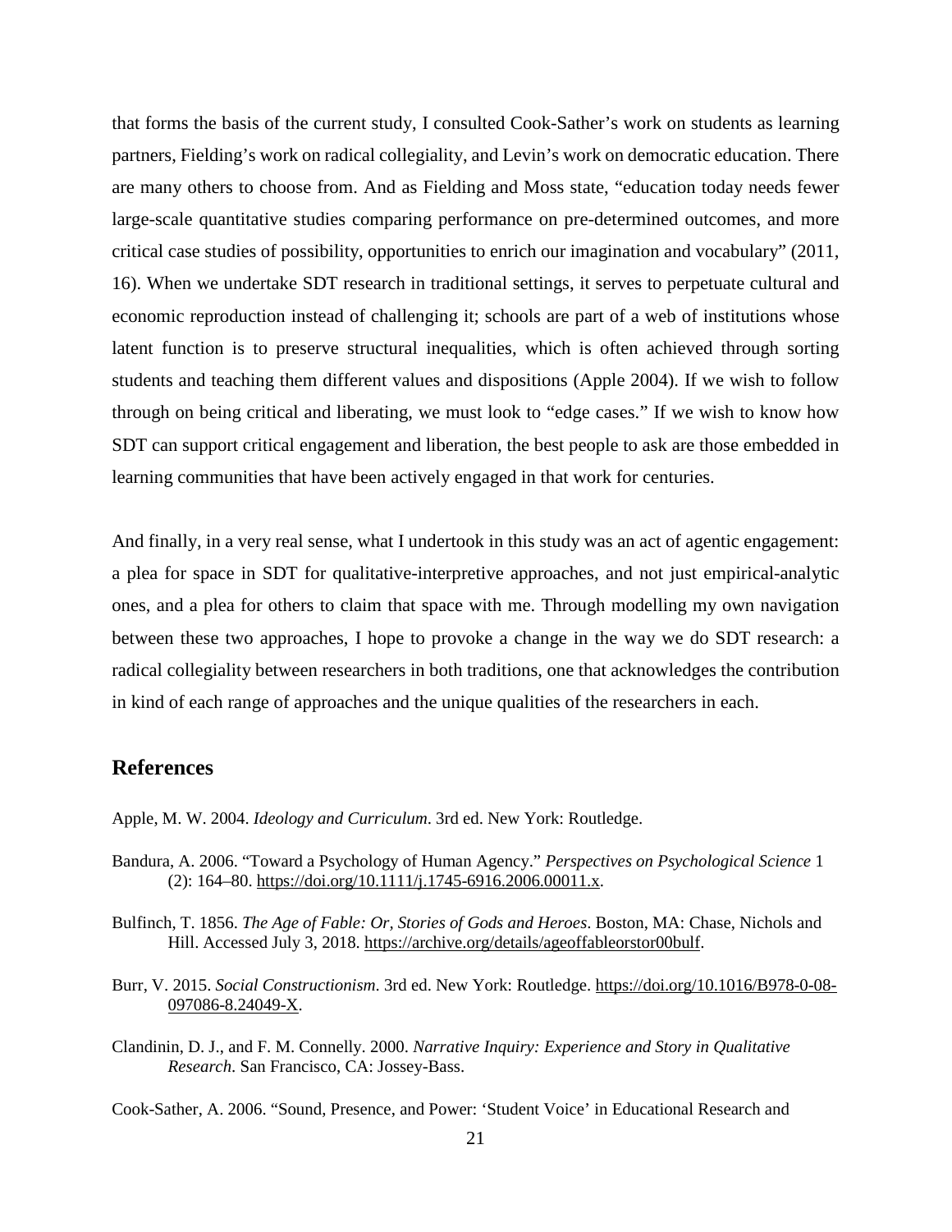that forms the basis of the current study, I consulted Cook-Sather's work on students as learning partners, Fielding's work on radical collegiality, and Levin's work on democratic education. There are many others to choose from. And as Fielding and Moss state, "education today needs fewer large-scale quantitative studies comparing performance on pre-determined outcomes, and more critical case studies of possibility, opportunities to enrich our imagination and vocabulary" (2011, 16). When we undertake SDT research in traditional settings, it serves to perpetuate cultural and economic reproduction instead of challenging it; schools are part of a web of institutions whose latent function is to preserve structural inequalities, which is often achieved through sorting students and teaching them different values and dispositions (Apple 2004). If we wish to follow through on being critical and liberating, we must look to "edge cases." If we wish to know how SDT can support critical engagement and liberation, the best people to ask are those embedded in learning communities that have been actively engaged in that work for centuries.

And finally, in a very real sense, what I undertook in this study was an act of agentic engagement: a plea for space in SDT for qualitative-interpretive approaches, and not just empirical-analytic ones, and a plea for others to claim that space with me. Through modelling my own navigation between these two approaches, I hope to provoke a change in the way we do SDT research: a radical collegiality between researchers in both traditions, one that acknowledges the contribution in kind of each range of approaches and the unique qualities of the researchers in each.

## References

Apple, M. W. 2004. *Ideology and Curriculum*. 3rd ed. New York: Routledge.

Bandura, A. 2006. "Toward a Psychology of Human Agency." *Perspectives on Psychological Science* 1 (2): 164–80. https://doi.org/10.1111/j.1745-6916.2006.00011.x.

Bulfinch, T. 1856. *The Age of Fable: Or, Stories of Gods and Heroes*. Boston, MA: Chase, Nichols and Hill. Accessed July 3, 2018. https://archive.org/details/ageoffableorstor00bulf.

Burr, V. 2015. *Social Constructionism*. 3rd ed. New York: Routledge. https://doi.org/10.1016/B978-0-08-097086-8.24049-X.

Clandinin, D. J., and F. M. Connelly. 2000. *Narrative Inquiry: Experience and Story in Qualitative Research*. San Francisco, CA: Jossey-Bass.

Cook-Sather, A. 2006. "Sound, Presence, and Power: 'Student Voice' in Educational Research and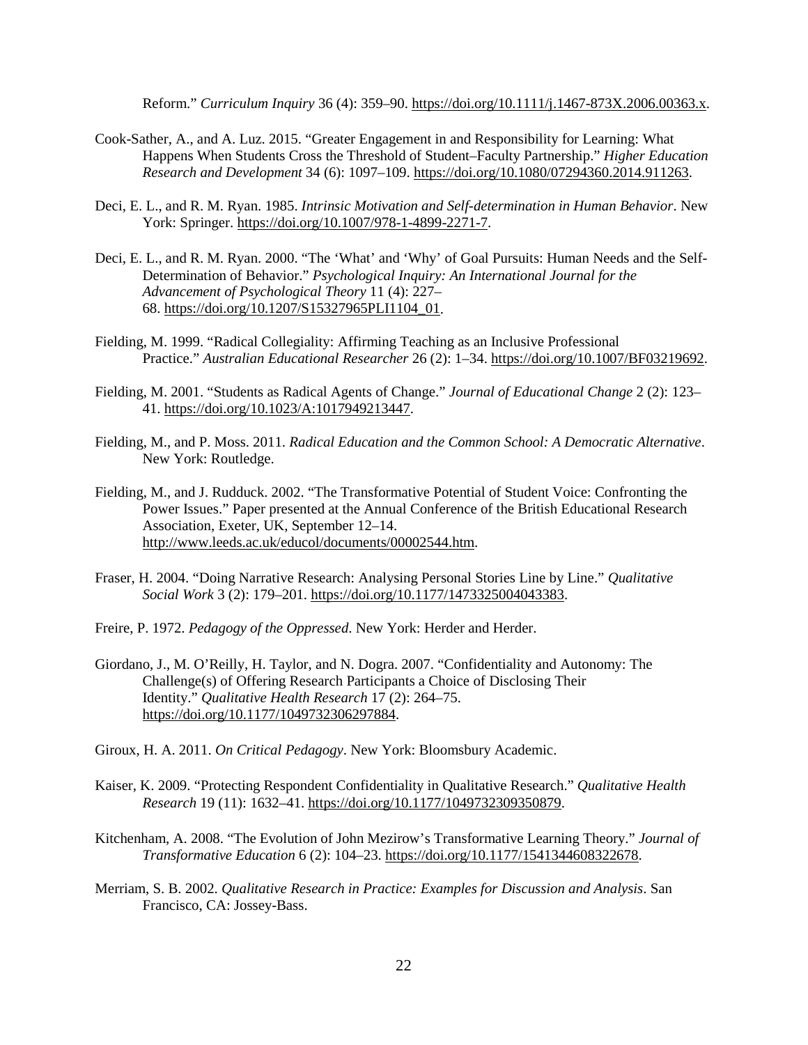Reform." *Curriculum Inquiry* 36 (4): 359–90. https://doi.org/10.1111/j.1467-873X.2006.00363.x.

Cook-Sather, A., and A. Luz. 2015. "Greater Engagement in and Responsibility for Learning: What Happens When Students Cross the Threshold of Student–Faculty Partnership." *Higher Education Research and Development* 34 (6): 1097–109. https://doi.org/10.1080/07294360.2014.911263.

Deci, E. L., and R. M. Ryan. 1985. *Intrinsic Motivation and Self-determination in Human Behavior*. New York: Springer. https://doi.org/10.1007/978-1-4899-2271-7.

Deci, E. L., and R. M. Ryan. 2000. "The 'What' and 'Why' of Goal Pursuits: Human Needs and the Self-Determination of Behavior." *Psychological Inquiry: An International Journal for the Advancement of Psychological Theory* 11 (4): 227–68. https://doi.org/10.1207/S15327965PLI1104_01.

Fielding, M. 1999. "Radical Collegiality: Affirming Teaching as an Inclusive Professional Practice." *Australian Educational Researcher* 26 (2): 1–34. https://doi.org/10.1007/BF03219692.

Fielding, M. 2001. "Students as Radical Agents of Change." *Journal of Educational Change* 2 (2): 123–41. https://doi.org/10.1023/A:1017949213447.

Fielding, M., and P. Moss. 2011. *Radical Education and the Common School: A Democratic Alternative*. New York: Routledge.

Fielding, M., and J. Rudduck. 2002. "The Transformative Potential of Student Voice: Confronting the Power Issues." Paper presented at the Annual Conference of the British Educational Research Association, Exeter, UK, September 12–14. http://www.leeds.ac.uk/educol/documents/00002544.htm.

Fraser, H. 2004. "Doing Narrative Research: Analysing Personal Stories Line by Line." *Qualitative Social Work* 3 (2): 179–201. https://doi.org/10.1177/1473325004043383.

Freire, P. 1972. *Pedagogy of the Oppressed*. New York: Herder and Herder.

Giordano, J., M. O'Reilly, H. Taylor, and N. Dogra. 2007. "Confidentiality and Autonomy: The Challenge(s) of Offering Research Participants a Choice of Disclosing Their Identity." *Qualitative Health Research* 17 (2): 264–75. https://doi.org/10.1177/1049732306297884.

Giroux, H. A. 2011. *On Critical Pedagogy*. New York: Bloomsbury Academic.

Kaiser, K. 2009. "Protecting Respondent Confidentiality in Qualitative Research." *Qualitative Health Research* 19 (11): 1632–41. https://doi.org/10.1177/1049732309350879.

Kitchenham, A. 2008. "The Evolution of John Mezirow's Transformative Learning Theory." *Journal of Transformative Education* 6 (2): 104–23. https://doi.org/10.1177/1541344608322678.

Merriam, S. B. 2002. *Qualitative Research in Practice: Examples for Discussion and Analysis*. San Francisco, CA: Jossey-Bass.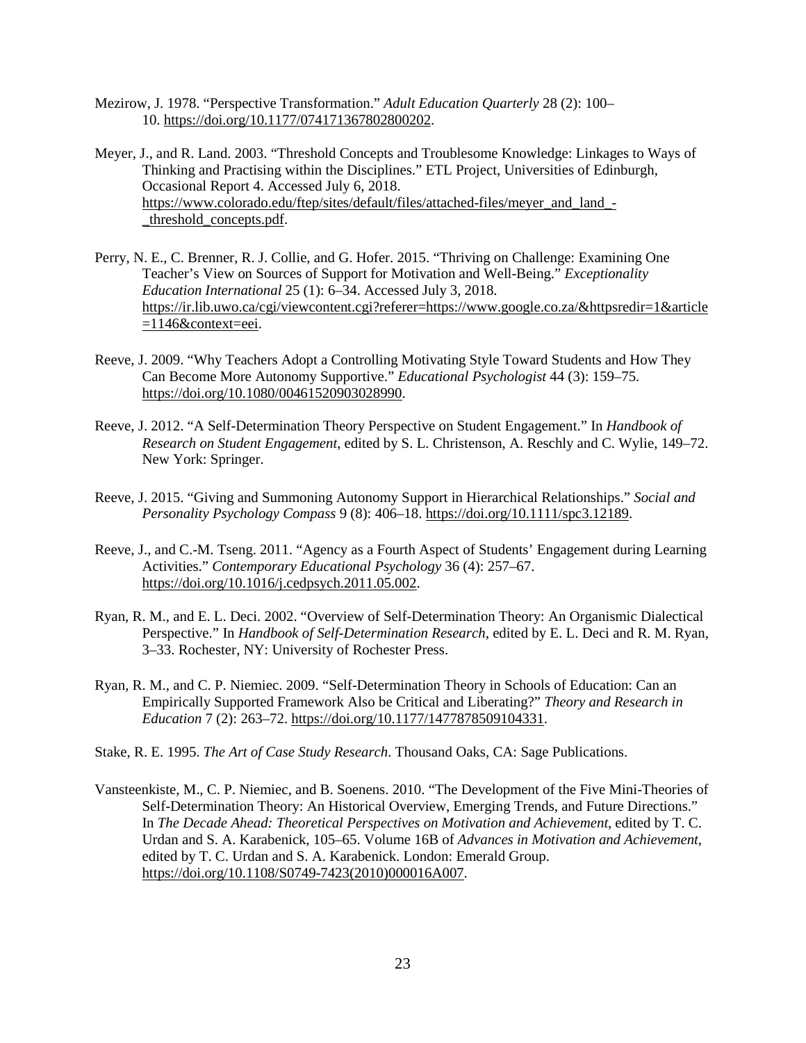Mezirow, J. 1978. "Perspective Transformation." *Adult Education Quarterly* 28 (2): 100–10. https://doi.org/10.1177/074171367802800202.

Meyer, J., and R. Land. 2003. "Threshold Concepts and Troublesome Knowledge: Linkages to Ways of Thinking and Practising within the Disciplines." ETL Project, Universities of Edinburgh, Occasional Report 4. Accessed July 6, 2018. https://www.colorado.edu/ftep/sites/default/files/attached-files/meyer_and_land_-_threshold_concepts.pdf.

Perry, N. E., C. Brenner, R. J. Collie, and G. Hofer. 2015. "Thriving on Challenge: Examining One Teacher's View on Sources of Support for Motivation and Well-Being." *Exceptionality Education International* 25 (1): 6–34. Accessed July 3, 2018. https://ir.lib.uwo.ca/cgi/viewcontent.cgi?referer=https://www.google.co.za/&httpsredir=1&article=1146&context=eei.

Reeve, J. 2009. "Why Teachers Adopt a Controlling Motivating Style Toward Students and How They Can Become More Autonomy Supportive." *Educational Psychologist* 44 (3): 159–75. https://doi.org/10.1080/00461520903028990.

Reeve, J. 2012. "A Self-Determination Theory Perspective on Student Engagement." In *Handbook of Research on Student Engagement*, edited by S. L. Christenson, A. Reschly and C. Wylie, 149–72. New York: Springer.

Reeve, J. 2015. "Giving and Summoning Autonomy Support in Hierarchical Relationships." *Social and Personality Psychology Compass* 9 (8): 406–18. https://doi.org/10.1111/spc3.12189.

Reeve, J., and C.-M. Tseng. 2011. "Agency as a Fourth Aspect of Students' Engagement during Learning Activities." *Contemporary Educational Psychology* 36 (4): 257–67. https://doi.org/10.1016/j.cedpsych.2011.05.002.

Ryan, R. M., and E. L. Deci. 2002. "Overview of Self-Determination Theory: An Organismic Dialectical Perspective." In *Handbook of Self-Determination Research*, edited by E. L. Deci and R. M. Ryan, 3–33. Rochester, NY: University of Rochester Press.

Ryan, R. M., and C. P. Niemiec. 2009. "Self-Determination Theory in Schools of Education: Can an Empirically Supported Framework Also be Critical and Liberating?" *Theory and Research in Education* 7 (2): 263–72. https://doi.org/10.1177/1477878509104331.

Stake, R. E. 1995. *The Art of Case Study Research*. Thousand Oaks, CA: Sage Publications.

Vansteenkiste, M., C. P. Niemiec, and B. Soenens. 2010. "The Development of the Five Mini-Theories of Self-Determination Theory: An Historical Overview, Emerging Trends, and Future Directions." In *The Decade Ahead: Theoretical Perspectives on Motivation and Achievement*, edited by T. C. Urdan and S. A. Karabenick, 105–65. Volume 16B of *Advances in Motivation and Achievement*, edited by T. C. Urdan and S. A. Karabenick. London: Emerald Group. https://doi.org/10.1108/S0749-7423(2010)000016A007.